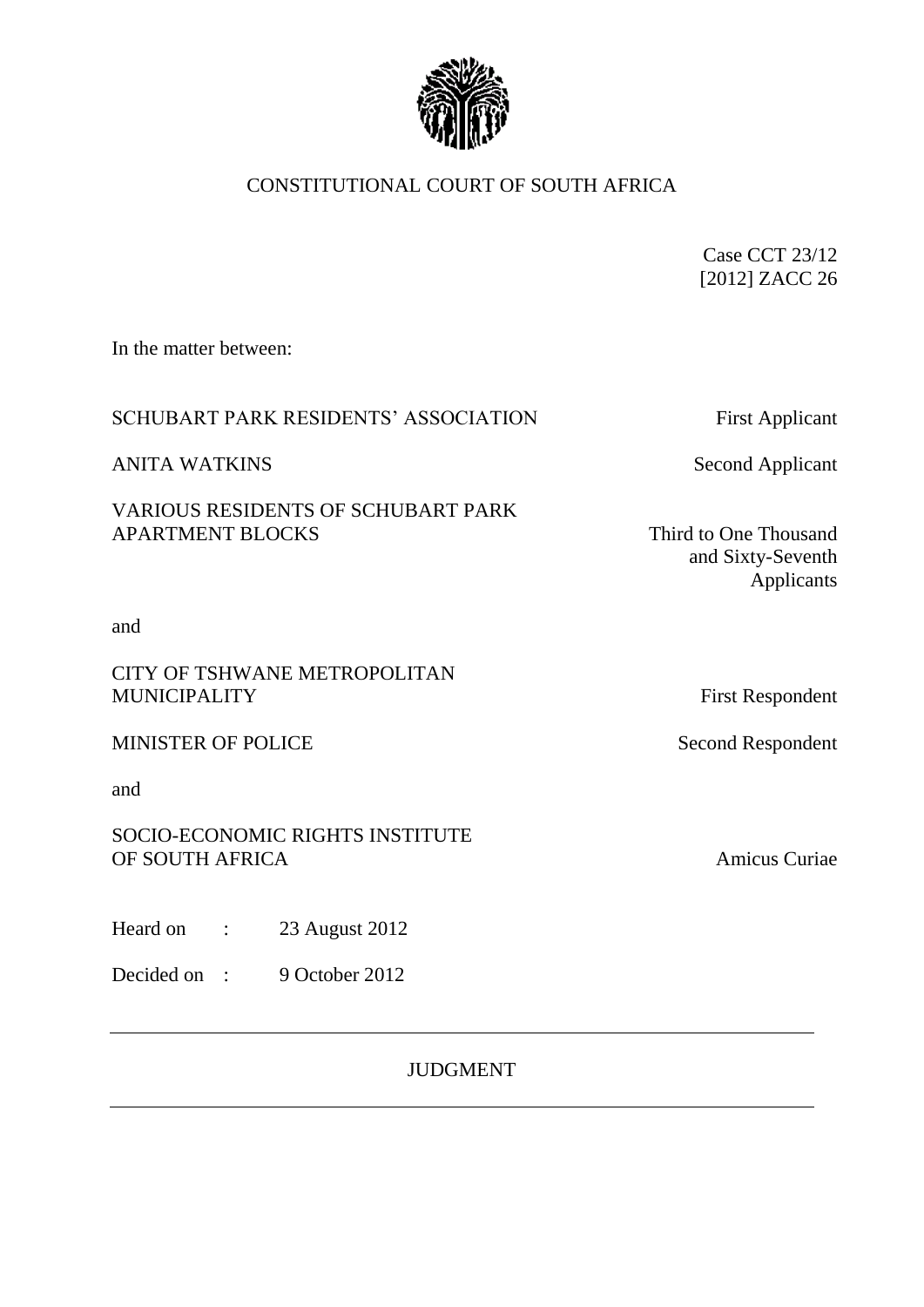# CONSTITUTIONAL COURT OF SOUTH AFRICA

Case CCT 23/12
[2012] ZACC 26

In the matter between:

| | |
|---|---|
| SCHUBART PARK RESIDENTS' ASSOCIATION | First Applicant |
| ANITA WATKINS | Second Applicant |
| VARIOUS RESIDENTS OF SCHUBART PARK APARTMENT BLOCKS | Third to One Thousand and Sixty-Seventh Applicants |

and

| | |
|---|---|
| CITY OF TSHWANE METROPOLITAN MUNICIPALITY | First Respondent |
| MINISTER OF POLICE | Second Respondent |

and

| | |
|---|---|
| SOCIO-ECONOMIC RIGHTS INSTITUTE OF SOUTH AFRICA | Amicus Curiae |

Heard on : 23 August 2012

Decided on : 9 October 2012

---

## JUDGMENT

---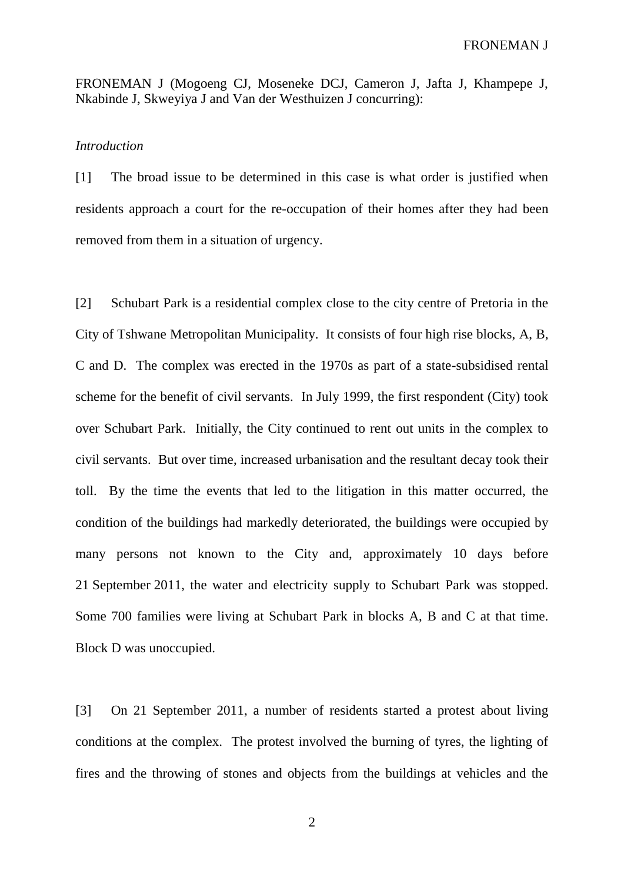FRONEMAN J (Mogoeng CJ, Moseneke DCJ, Cameron J, Jafta J, Khampepe J, Nkabinde J, Skweyiya J and Van der Westhuizen J concurring):

*Introduction*

[1] The broad issue to be determined in this case is what order is justified when residents approach a court for the re-occupation of their homes after they had been removed from them in a situation of urgency.

[2] Schubart Park is a residential complex close to the city centre of Pretoria in the City of Tshwane Metropolitan Municipality. It consists of four high rise blocks, A, B, C and D. The complex was erected in the 1970s as part of a state-subsidised rental scheme for the benefit of civil servants. In July 1999, the first respondent (City) took over Schubart Park. Initially, the City continued to rent out units in the complex to civil servants. But over time, increased urbanisation and the resultant decay took their toll. By the time the events that led to the litigation in this matter occurred, the condition of the buildings had markedly deteriorated, the buildings were occupied by many persons not known to the City and, approximately 10 days before 21 September 2011, the water and electricity supply to Schubart Park was stopped. Some 700 families were living at Schubart Park in blocks A, B and C at that time. Block D was unoccupied.

[3] On 21 September 2011, a number of residents started a protest about living conditions at the complex. The protest involved the burning of tyres, the lighting of fires and the throwing of stones and objects from the buildings at vehicles and the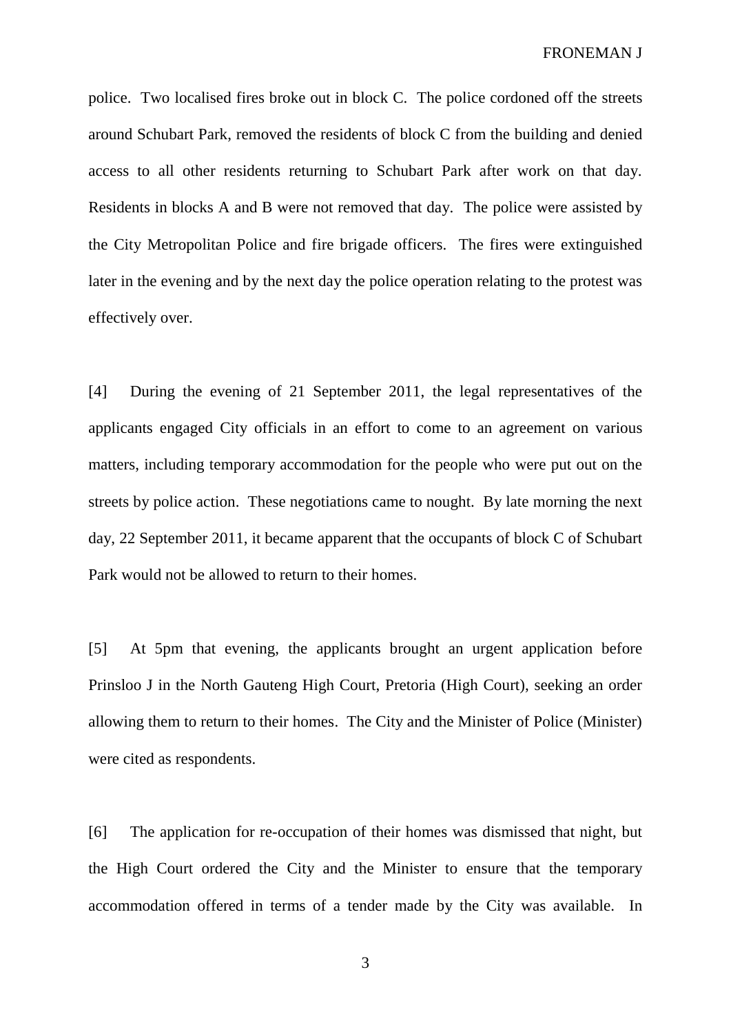police. Two localised fires broke out in block C. The police cordoned off the streets around Schubart Park, removed the residents of block C from the building and denied access to all other residents returning to Schubart Park after work on that day. Residents in blocks A and B were not removed that day. The police were assisted by the City Metropolitan Police and fire brigade officers. The fires were extinguished later in the evening and by the next day the police operation relating to the protest was effectively over.

[4] During the evening of 21 September 2011, the legal representatives of the applicants engaged City officials in an effort to come to an agreement on various matters, including temporary accommodation for the people who were put out on the streets by police action. These negotiations came to nought. By late morning the next day, 22 September 2011, it became apparent that the occupants of block C of Schubart Park would not be allowed to return to their homes.

[5] At 5pm that evening, the applicants brought an urgent application before Prinsloo J in the North Gauteng High Court, Pretoria (High Court), seeking an order allowing them to return to their homes. The City and the Minister of Police (Minister) were cited as respondents.

[6] The application for re-occupation of their homes was dismissed that night, but the High Court ordered the City and the Minister to ensure that the temporary accommodation offered in terms of a tender made by the City was available. In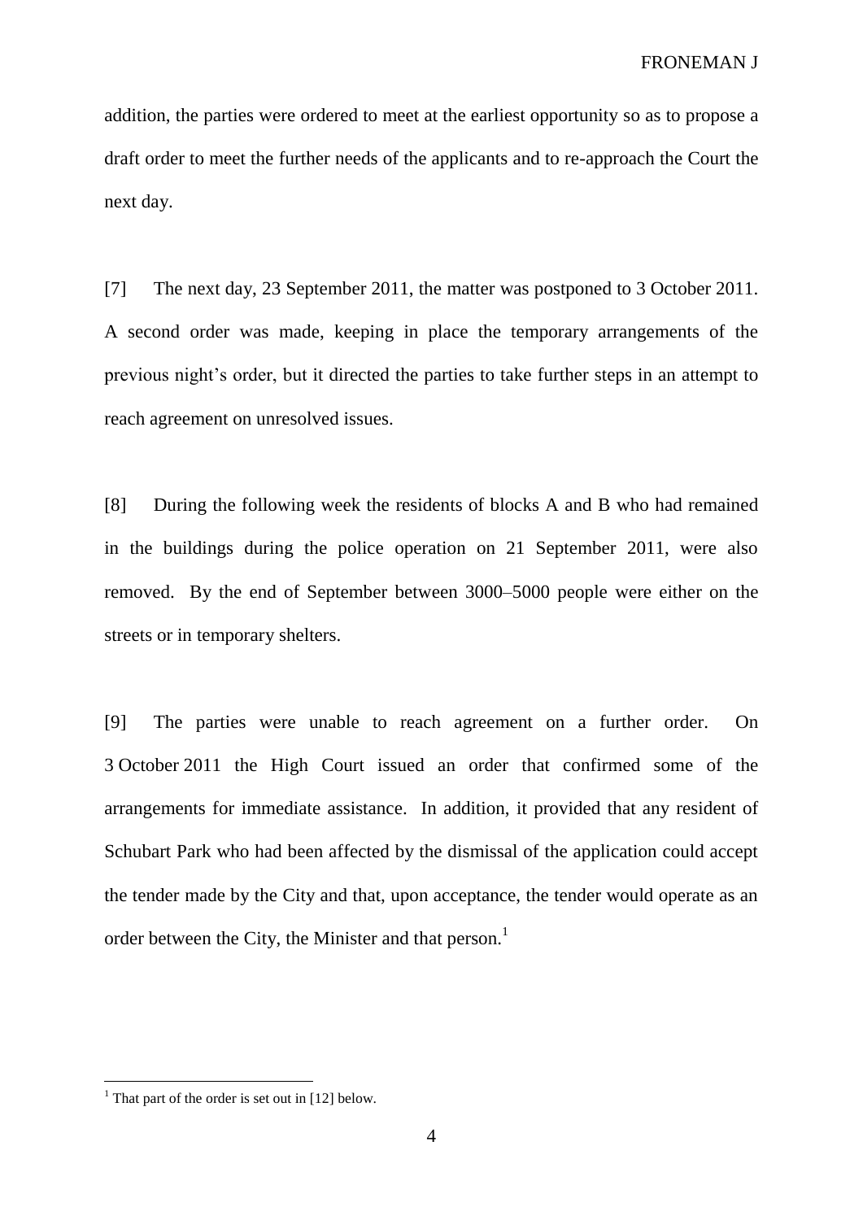addition, the parties were ordered to meet at the earliest opportunity so as to propose a draft order to meet the further needs of the applicants and to re-approach the Court the next day.

[7] The next day, 23 September 2011, the matter was postponed to 3 October 2011. A second order was made, keeping in place the temporary arrangements of the previous night's order, but it directed the parties to take further steps in an attempt to reach agreement on unresolved issues.

[8] During the following week the residents of blocks A and B who had remained in the buildings during the police operation on 21 September 2011, were also removed. By the end of September between 3000–5000 people were either on the streets or in temporary shelters.

[9] The parties were unable to reach agreement on a further order. On 3 October 2011 the High Court issued an order that confirmed some of the arrangements for immediate assistance. In addition, it provided that any resident of Schubart Park who had been affected by the dismissal of the application could accept the tender made by the City and that, upon acceptance, the tender would operate as an order between the City, the Minister and that person.[1]

---

[1] That part of the order is set out in [12] below.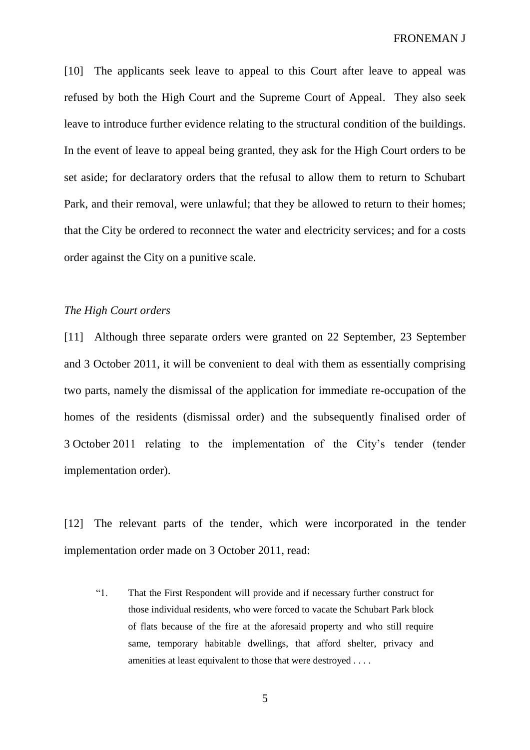[10] The applicants seek leave to appeal to this Court after leave to appeal was refused by both the High Court and the Supreme Court of Appeal. They also seek leave to introduce further evidence relating to the structural condition of the buildings. In the event of leave to appeal being granted, they ask for the High Court orders to be set aside; for declaratory orders that the refusal to allow them to return to Schubart Park, and their removal, were unlawful; that they be allowed to return to their homes; that the City be ordered to reconnect the water and electricity services; and for a costs order against the City on a punitive scale.

*The High Court orders*

[11] Although three separate orders were granted on 22 September, 23 September and 3 October 2011, it will be convenient to deal with them as essentially comprising two parts, namely the dismissal of the application for immediate re-occupation of the homes of the residents (dismissal order) and the subsequently finalised order of 3 October 2011 relating to the implementation of the City's tender (tender implementation order).

[12] The relevant parts of the tender, which were incorporated in the tender implementation order made on 3 October 2011, read:

> "1. That the First Respondent will provide and if necessary further construct for those individual residents, who were forced to vacate the Schubart Park block of flats because of the fire at the aforesaid property and who still require same, temporary habitable dwellings, that afford shelter, privacy and amenities at least equivalent to those that were destroyed . . . .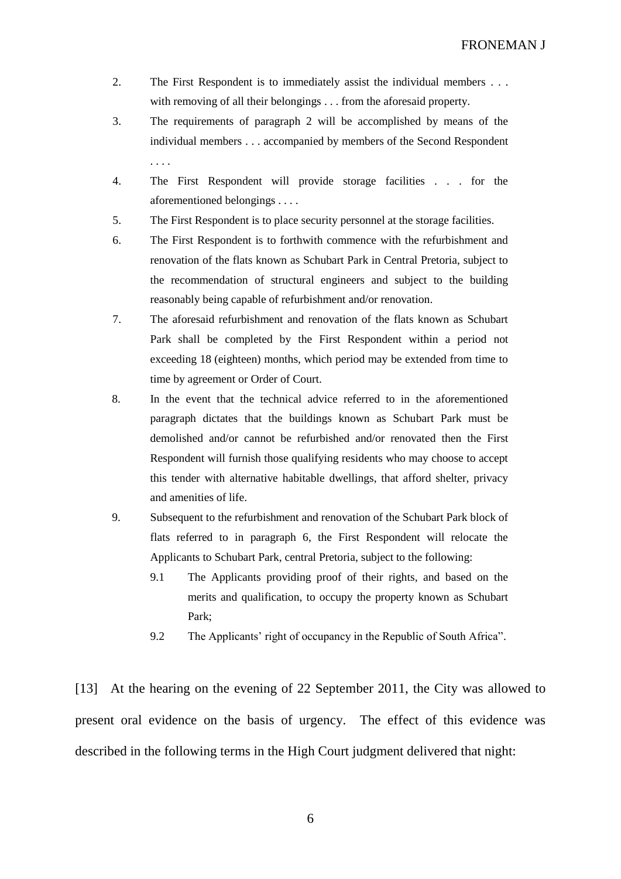2. The First Respondent is to immediately assist the individual members . . . with removing of all their belongings . . . from the aforesaid property.

3. The requirements of paragraph 2 will be accomplished by means of the individual members . . . accompanied by members of the Second Respondent . . . .

4. The First Respondent will provide storage facilities . . . for the aforementioned belongings . . . .

5. The First Respondent is to place security personnel at the storage facilities.

6. The First Respondent is to forthwith commence with the refurbishment and renovation of the flats known as Schubart Park in Central Pretoria, subject to the recommendation of structural engineers and subject to the building reasonably being capable of refurbishment and/or renovation.

7. The aforesaid refurbishment and renovation of the flats known as Schubart Park shall be completed by the First Respondent within a period not exceeding 18 (eighteen) months, which period may be extended from time to time by agreement or Order of Court.

8. In the event that the technical advice referred to in the aforementioned paragraph dictates that the buildings known as Schubart Park must be demolished and/or cannot be refurbished and/or renovated then the First Respondent will furnish those qualifying residents who may choose to accept this tender with alternative habitable dwellings, that afford shelter, privacy and amenities of life.

9. Subsequent to the refurbishment and renovation of the Schubart Park block of flats referred to in paragraph 6, the First Respondent will relocate the Applicants to Schubart Park, central Pretoria, subject to the following:

   9.1 The Applicants providing proof of their rights, and based on the merits and qualification, to occupy the property known as Schubart Park;

   9.2 The Applicants' right of occupancy in the Republic of South Africa".

[13] At the hearing on the evening of 22 September 2011, the City was allowed to present oral evidence on the basis of urgency. The effect of this evidence was described in the following terms in the High Court judgment delivered that night: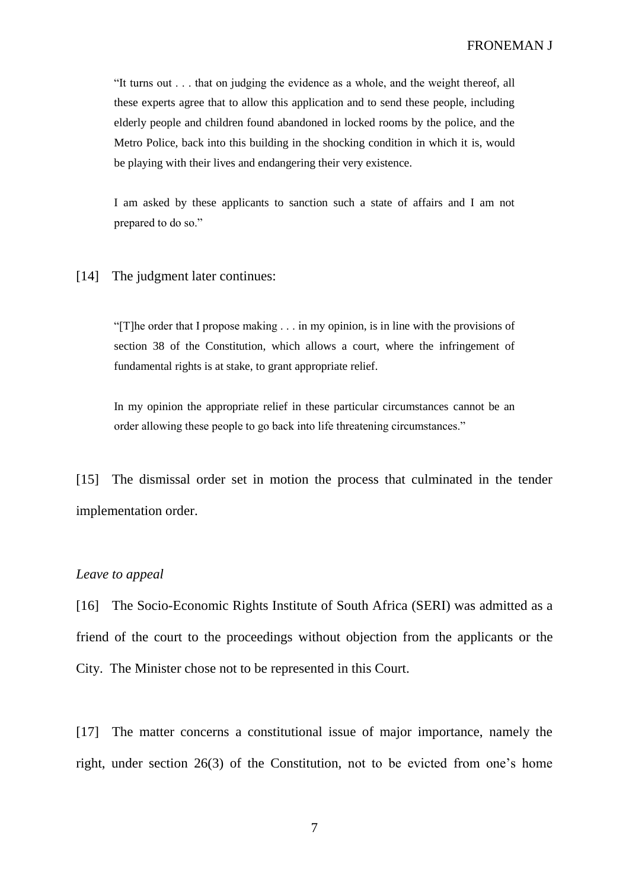> "It turns out . . . that on judging the evidence as a whole, and the weight thereof, all these experts agree that to allow this application and to send these people, including elderly people and children found abandoned in locked rooms by the police, and the Metro Police, back into this building in the shocking condition in which it is, would be playing with their lives and endangering their very existence.
>
> I am asked by these applicants to sanction such a state of affairs and I am not prepared to do so."

[14] The judgment later continues:

> "[T]he order that I propose making . . . in my opinion, is in line with the provisions of section 38 of the Constitution, which allows a court, where the infringement of fundamental rights is at stake, to grant appropriate relief.
>
> In my opinion the appropriate relief in these particular circumstances cannot be an order allowing these people to go back into life threatening circumstances."

[15] The dismissal order set in motion the process that culminated in the tender implementation order.

*Leave to appeal*

[16] The Socio-Economic Rights Institute of South Africa (SERI) was admitted as a friend of the court to the proceedings without objection from the applicants or the City. The Minister chose not to be represented in this Court.

[17] The matter concerns a constitutional issue of major importance, namely the right, under section 26(3) of the Constitution, not to be evicted from one's home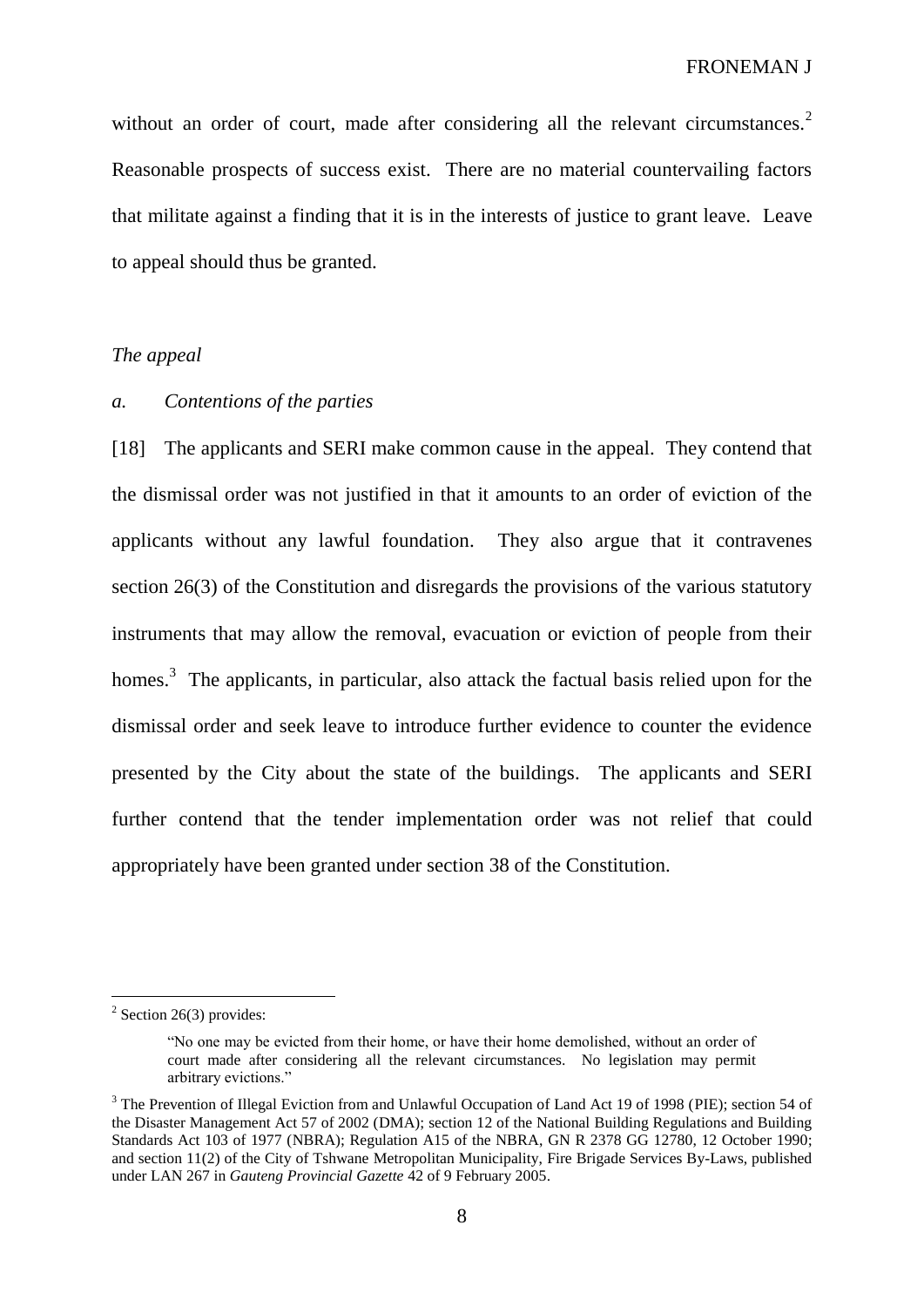without an order of court, made after considering all the relevant circumstances.[2] Reasonable prospects of success exist. There are no material countervailing factors that militate against a finding that it is in the interests of justice to grant leave. Leave to appeal should thus be granted.

*The appeal*

*a. Contentions of the parties*

[18] The applicants and SERI make common cause in the appeal. They contend that the dismissal order was not justified in that it amounts to an order of eviction of the applicants without any lawful foundation. They also argue that it contravenes section 26(3) of the Constitution and disregards the provisions of the various statutory instruments that may allow the removal, evacuation or eviction of people from their homes.[3] The applicants, in particular, also attack the factual basis relied upon for the dismissal order and seek leave to introduce further evidence to counter the evidence presented by the City about the state of the buildings. The applicants and SERI further contend that the tender implementation order was not relief that could appropriately have been granted under section 38 of the Constitution.

---

[2] Section 26(3) provides:

> "No one may be evicted from their home, or have their home demolished, without an order of court made after considering all the relevant circumstances. No legislation may permit arbitrary evictions."

[3] The Prevention of Illegal Eviction from and Unlawful Occupation of Land Act 19 of 1998 (PIE); section 54 of the Disaster Management Act 57 of 2002 (DMA); section 12 of the National Building Regulations and Building Standards Act 103 of 1977 (NBRA); Regulation A15 of the NBRA, GN R 2378 GG 12780, 12 October 1990; and section 11(2) of the City of Tshwane Metropolitan Municipality, Fire Brigade Services By-Laws, published under LAN 267 in *Gauteng Provincial Gazette* 42 of 9 February 2005.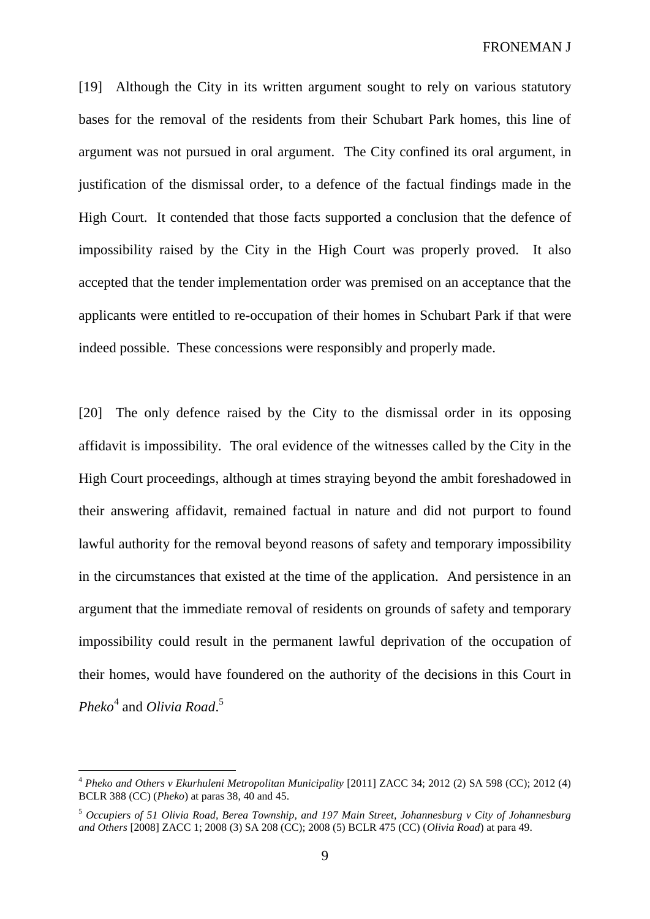[19] Although the City in its written argument sought to rely on various statutory bases for the removal of the residents from their Schubart Park homes, this line of argument was not pursued in oral argument. The City confined its oral argument, in justification of the dismissal order, to a defence of the factual findings made in the High Court. It contended that those facts supported a conclusion that the defence of impossibility raised by the City in the High Court was properly proved. It also accepted that the tender implementation order was premised on an acceptance that the applicants were entitled to re-occupation of their homes in Schubart Park if that were indeed possible. These concessions were responsibly and properly made.

[20] The only defence raised by the City to the dismissal order in its opposing affidavit is impossibility. The oral evidence of the witnesses called by the City in the High Court proceedings, although at times straying beyond the ambit foreshadowed in their answering affidavit, remained factual in nature and did not purport to found lawful authority for the removal beyond reasons of safety and temporary impossibility in the circumstances that existed at the time of the application. And persistence in an argument that the immediate removal of residents on grounds of safety and temporary impossibility could result in the permanent lawful deprivation of the occupation of their homes, would have foundered on the authority of the decisions in this Court in *Pheko*[4] and *Olivia Road*.[5]

---

[4] *Pheko and Others v Ekurhuleni Metropolitan Municipality* [2011] ZACC 34; 2012 (2) SA 598 (CC); 2012 (4) BCLR 388 (CC) (*Pheko*) at paras 38, 40 and 45.

[5] *Occupiers of 51 Olivia Road, Berea Township, and 197 Main Street, Johannesburg v City of Johannesburg and Others* [2008] ZACC 1; 2008 (3) SA 208 (CC); 2008 (5) BCLR 475 (CC) (*Olivia Road*) at para 49.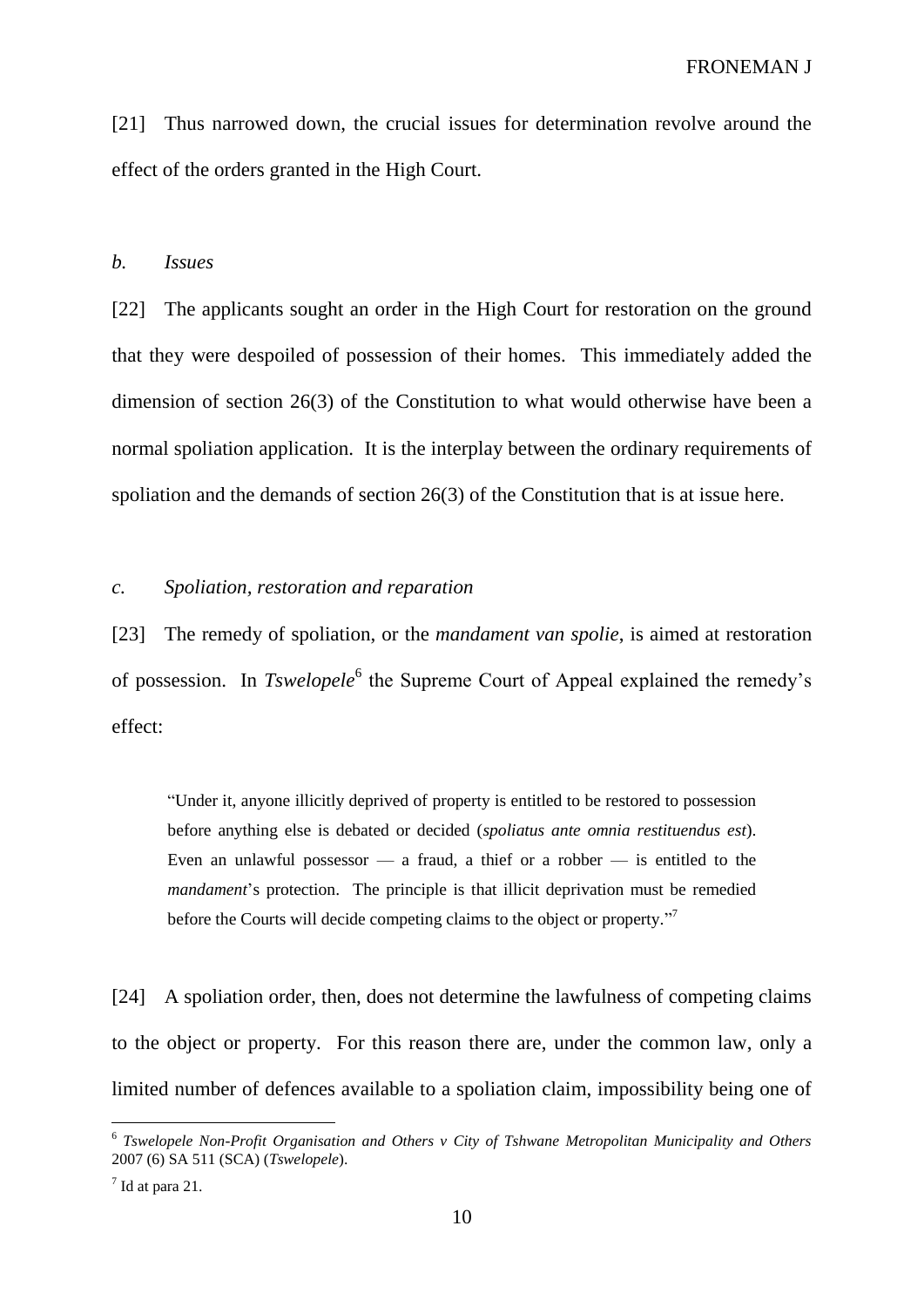[21] Thus narrowed down, the crucial issues for determination revolve around the effect of the orders granted in the High Court.

*b. Issues*

[22] The applicants sought an order in the High Court for restoration on the ground that they were despoiled of possession of their homes. This immediately added the dimension of section 26(3) of the Constitution to what would otherwise have been a normal spoliation application. It is the interplay between the ordinary requirements of spoliation and the demands of section 26(3) of the Constitution that is at issue here.

*c. Spoliation, restoration and reparation*

[23] The remedy of spoliation, or the *mandament van spolie*, is aimed at restoration of possession. In *Tswelopele*[6] the Supreme Court of Appeal explained the remedy's effect:

> "Under it, anyone illicitly deprived of property is entitled to be restored to possession before anything else is debated or decided (*spoliatus ante omnia restituendus est*). Even an unlawful possessor — a fraud, a thief or a robber — is entitled to the *mandament*'s protection. The principle is that illicit deprivation must be remedied before the Courts will decide competing claims to the object or property."[7]

[24] A spoliation order, then, does not determine the lawfulness of competing claims to the object or property. For this reason there are, under the common law, only a limited number of defences available to a spoliation claim, impossibility being one of

---

[6] *Tswelopele Non-Profit Organisation and Others v City of Tshwane Metropolitan Municipality and Others* 2007 (6) SA 511 (SCA) (*Tswelopele*).

[7] Id at para 21.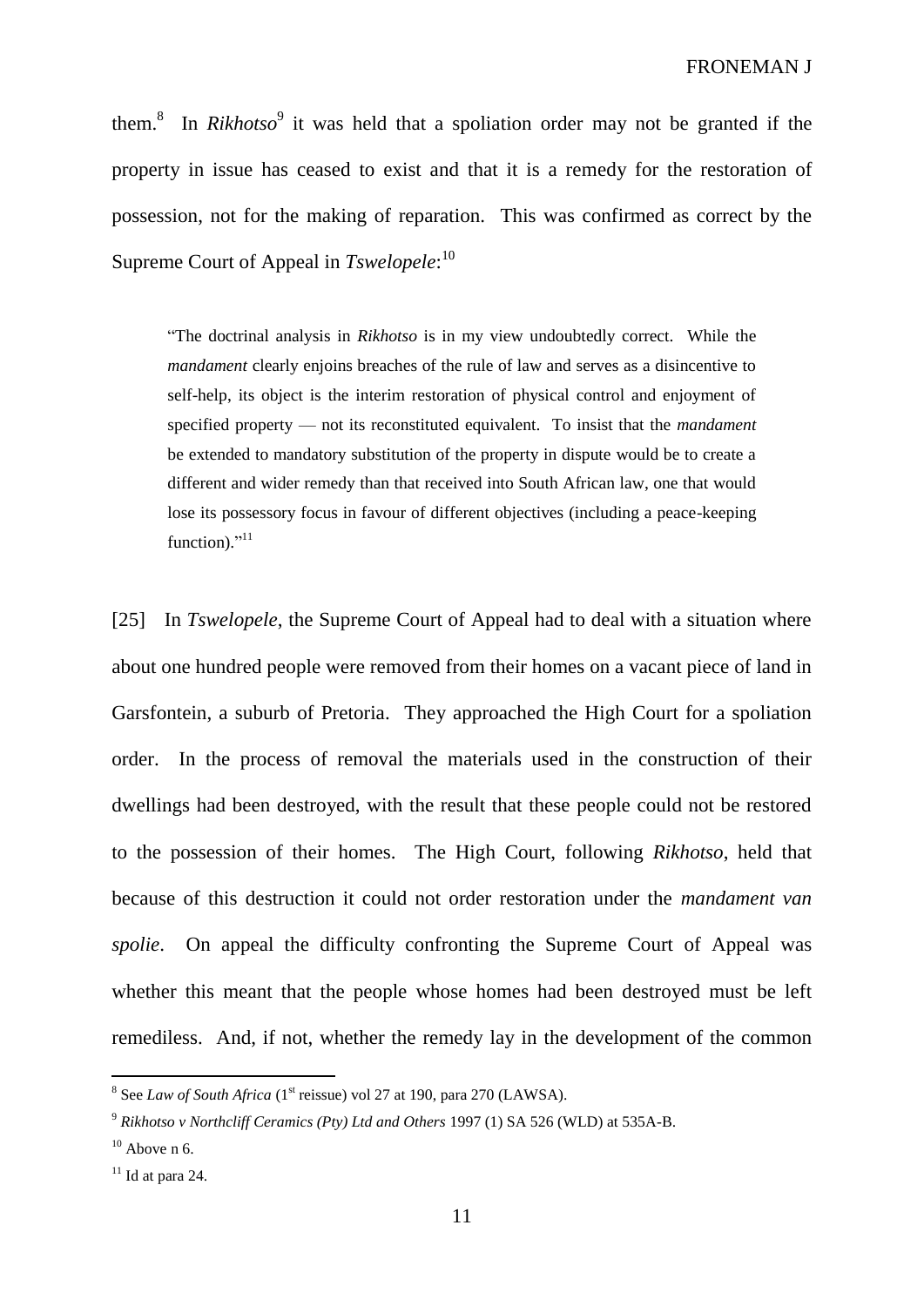them.[8] In *Rikhotso*[9] it was held that a spoliation order may not be granted if the property in issue has ceased to exist and that it is a remedy for the restoration of possession, not for the making of reparation. This was confirmed as correct by the Supreme Court of Appeal in *Tswelopele*:[10]

> "The doctrinal analysis in *Rikhotso* is in my view undoubtedly correct. While the *mandament* clearly enjoins breaches of the rule of law and serves as a disincentive to self-help, its object is the interim restoration of physical control and enjoyment of specified property — not its reconstituted equivalent. To insist that the *mandament* be extended to mandatory substitution of the property in dispute would be to create a different and wider remedy than that received into South African law, one that would lose its possessory focus in favour of different objectives (including a peace-keeping function)."[11]

[25] In *Tswelopele*, the Supreme Court of Appeal had to deal with a situation where about one hundred people were removed from their homes on a vacant piece of land in Garsfontein, a suburb of Pretoria. They approached the High Court for a spoliation order. In the process of removal the materials used in the construction of their dwellings had been destroyed, with the result that these people could not be restored to the possession of their homes. The High Court, following *Rikhotso*, held that because of this destruction it could not order restoration under the *mandament van spolie*. On appeal the difficulty confronting the Supreme Court of Appeal was whether this meant that the people whose homes had been destroyed must be left remediless. And, if not, whether the remedy lay in the development of the common

---

[8] See *Law of South Africa* (1st reissue) vol 27 at 190, para 270 (LAWSA).

[9] *Rikhotso v Northcliff Ceramics (Pty) Ltd and Others* 1997 (1) SA 526 (WLD) at 535A-B.

[10] Above n 6.

[11] Id at para 24.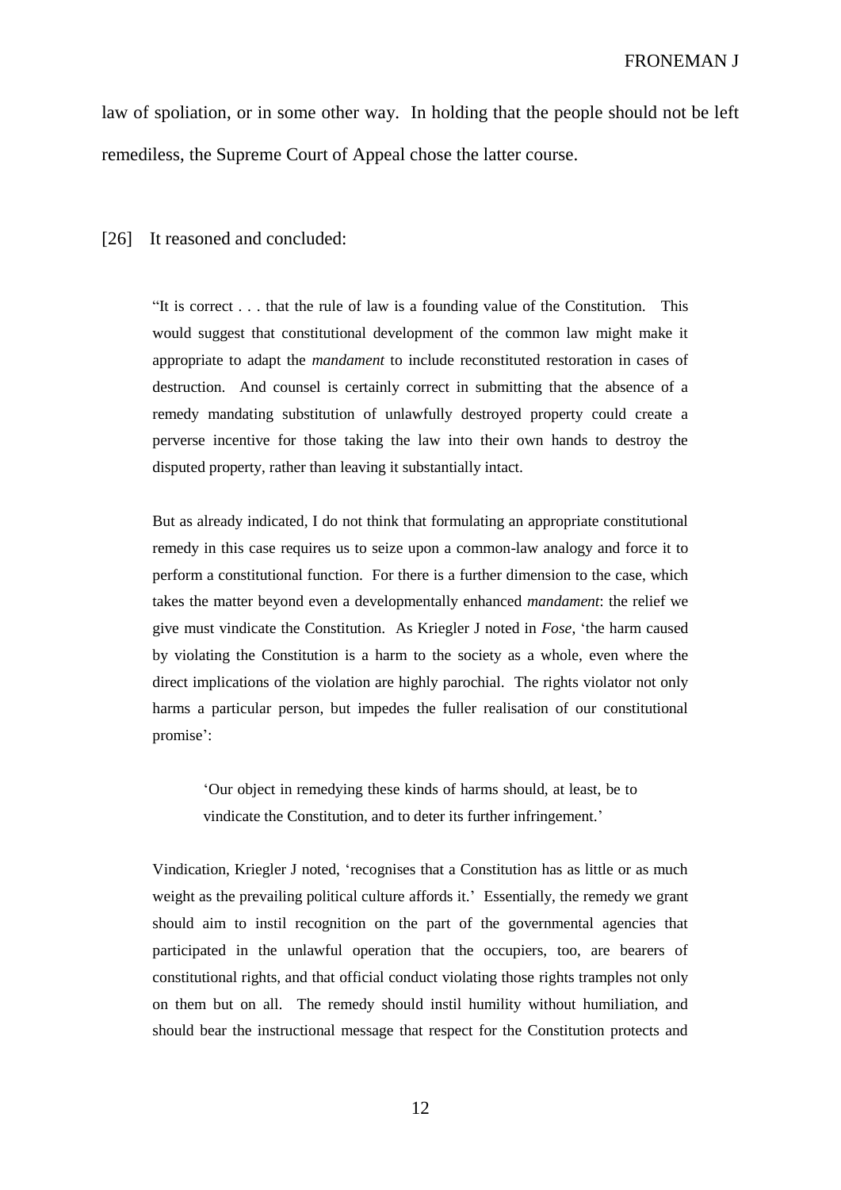law of spoliation, or in some other way. In holding that the people should not be left remediless, the Supreme Court of Appeal chose the latter course.

[26] It reasoned and concluded:

> "It is correct . . . that the rule of law is a founding value of the Constitution. This would suggest that constitutional development of the common law might make it appropriate to adapt the *mandament* to include reconstituted restoration in cases of destruction. And counsel is certainly correct in submitting that the absence of a remedy mandating substitution of unlawfully destroyed property could create a perverse incentive for those taking the law into their own hands to destroy the disputed property, rather than leaving it substantially intact.
>
> But as already indicated, I do not think that formulating an appropriate constitutional remedy in this case requires us to seize upon a common-law analogy and force it to perform a constitutional function. For there is a further dimension to the case, which takes the matter beyond even a developmentally enhanced *mandament*: the relief we give must vindicate the Constitution. As Kriegler J noted in *Fose*, 'the harm caused by violating the Constitution is a harm to the society as a whole, even where the direct implications of the violation are highly parochial. The rights violator not only harms a particular person, but impedes the fuller realisation of our constitutional promise':
>
>> 'Our object in remedying these kinds of harms should, at least, be to vindicate the Constitution, and to deter its further infringement.'
>
> Vindication, Kriegler J noted, 'recognises that a Constitution has as little or as much weight as the prevailing political culture affords it.' Essentially, the remedy we grant should aim to instil recognition on the part of the governmental agencies that participated in the unlawful operation that the occupiers, too, are bearers of constitutional rights, and that official conduct violating those rights tramples not only on them but on all. The remedy should instil humility without humiliation, and should bear the instructional message that respect for the Constitution protects and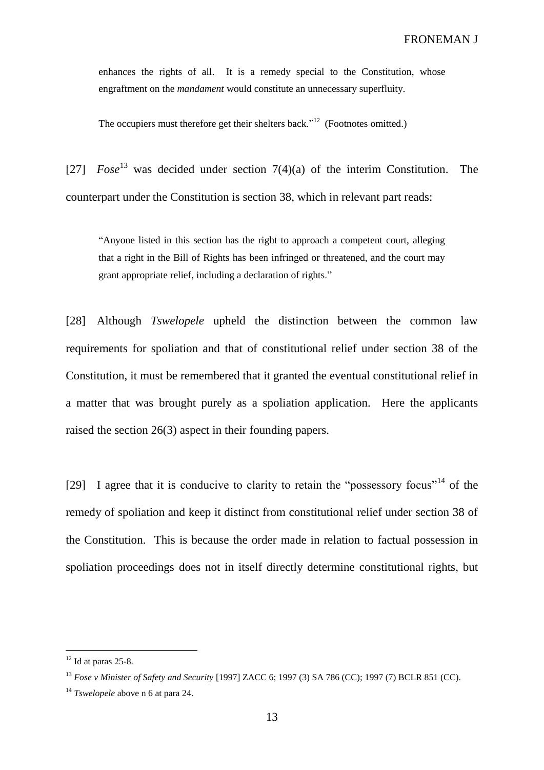> enhances the rights of all. It is a remedy special to the Constitution, whose engraftment on the *mandament* would constitute an unnecessary superfluity.
>
> The occupiers must therefore get their shelters back."[12] (Footnotes omitted.)

[27] *Fose*[13] was decided under section 7(4)(a) of the interim Constitution. The counterpart under the Constitution is section 38, which in relevant part reads:

> "Anyone listed in this section has the right to approach a competent court, alleging that a right in the Bill of Rights has been infringed or threatened, and the court may grant appropriate relief, including a declaration of rights."

[28] Although *Tswelopele* upheld the distinction between the common law requirements for spoliation and that of constitutional relief under section 38 of the Constitution, it must be remembered that it granted the eventual constitutional relief in a matter that was brought purely as a spoliation application. Here the applicants raised the section 26(3) aspect in their founding papers.

[29] I agree that it is conducive to clarity to retain the "possessory focus"[14] of the remedy of spoliation and keep it distinct from constitutional relief under section 38 of the Constitution. This is because the order made in relation to factual possession in spoliation proceedings does not in itself directly determine constitutional rights, but

---

[12] Id at paras 25-8.

[13] *Fose v Minister of Safety and Security* [1997] ZACC 6; 1997 (3) SA 786 (CC); 1997 (7) BCLR 851 (CC).

[14] *Tswelopele* above n 6 at para 24.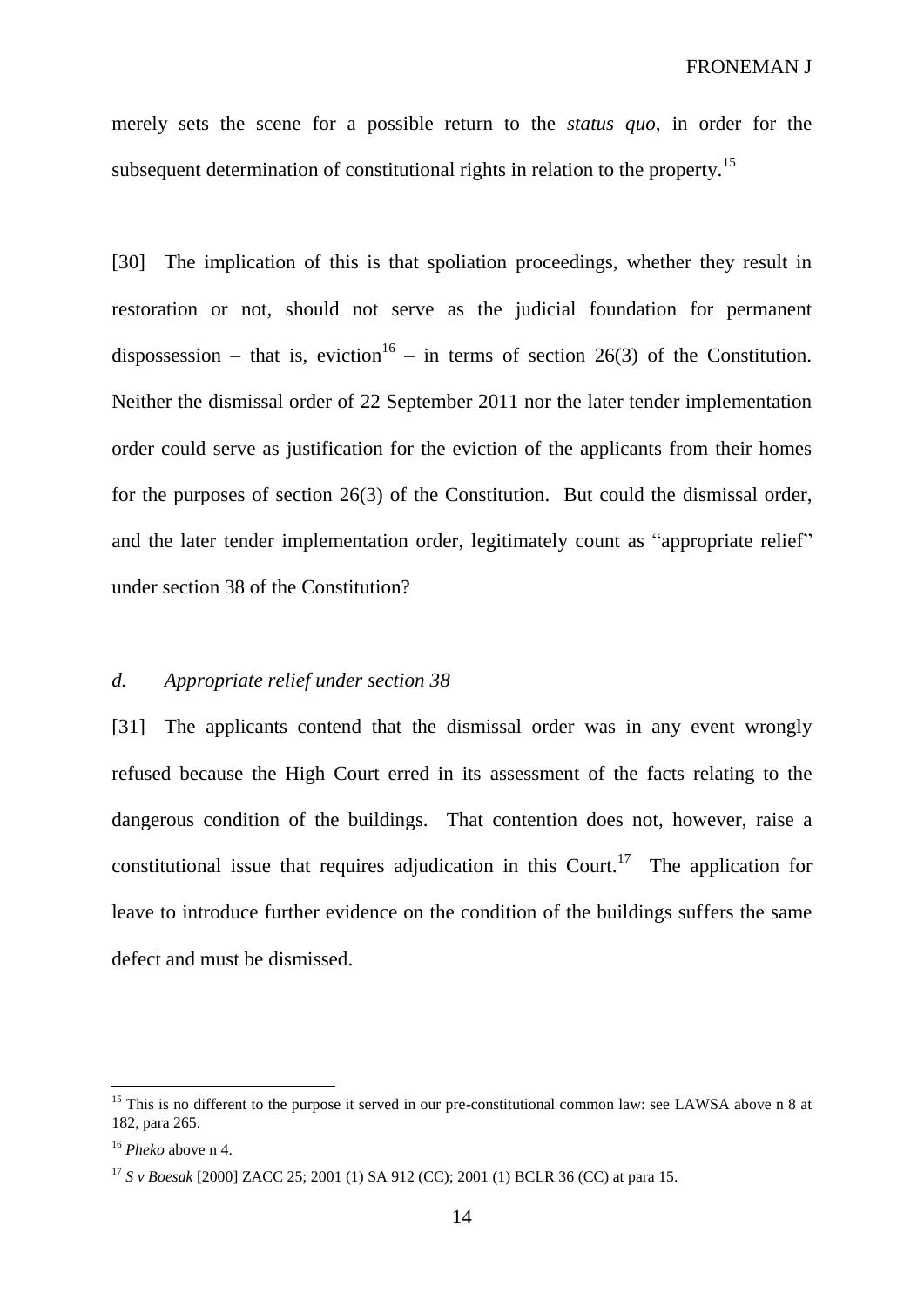merely sets the scene for a possible return to the *status quo*, in order for the subsequent determination of constitutional rights in relation to the property.[15]

[30] The implication of this is that spoliation proceedings, whether they result in restoration or not, should not serve as the judicial foundation for permanent dispossession – that is, eviction[16] – in terms of section 26(3) of the Constitution. Neither the dismissal order of 22 September 2011 nor the later tender implementation order could serve as justification for the eviction of the applicants from their homes for the purposes of section 26(3) of the Constitution. But could the dismissal order, and the later tender implementation order, legitimately count as "appropriate relief" under section 38 of the Constitution?

### *d. Appropriate relief under section 38*

[31] The applicants contend that the dismissal order was in any event wrongly refused because the High Court erred in its assessment of the facts relating to the dangerous condition of the buildings. That contention does not, however, raise a constitutional issue that requires adjudication in this Court.[17] The application for leave to introduce further evidence on the condition of the buildings suffers the same defect and must be dismissed.

---

[15] This is no different to the purpose it served in our pre-constitutional common law: see LAWSA above n 8 at 182, para 265.

[16] *Pheko* above n 4.

[17] *S v Boesak* [2000] ZACC 25; 2001 (1) SA 912 (CC); 2001 (1) BCLR 36 (CC) at para 15.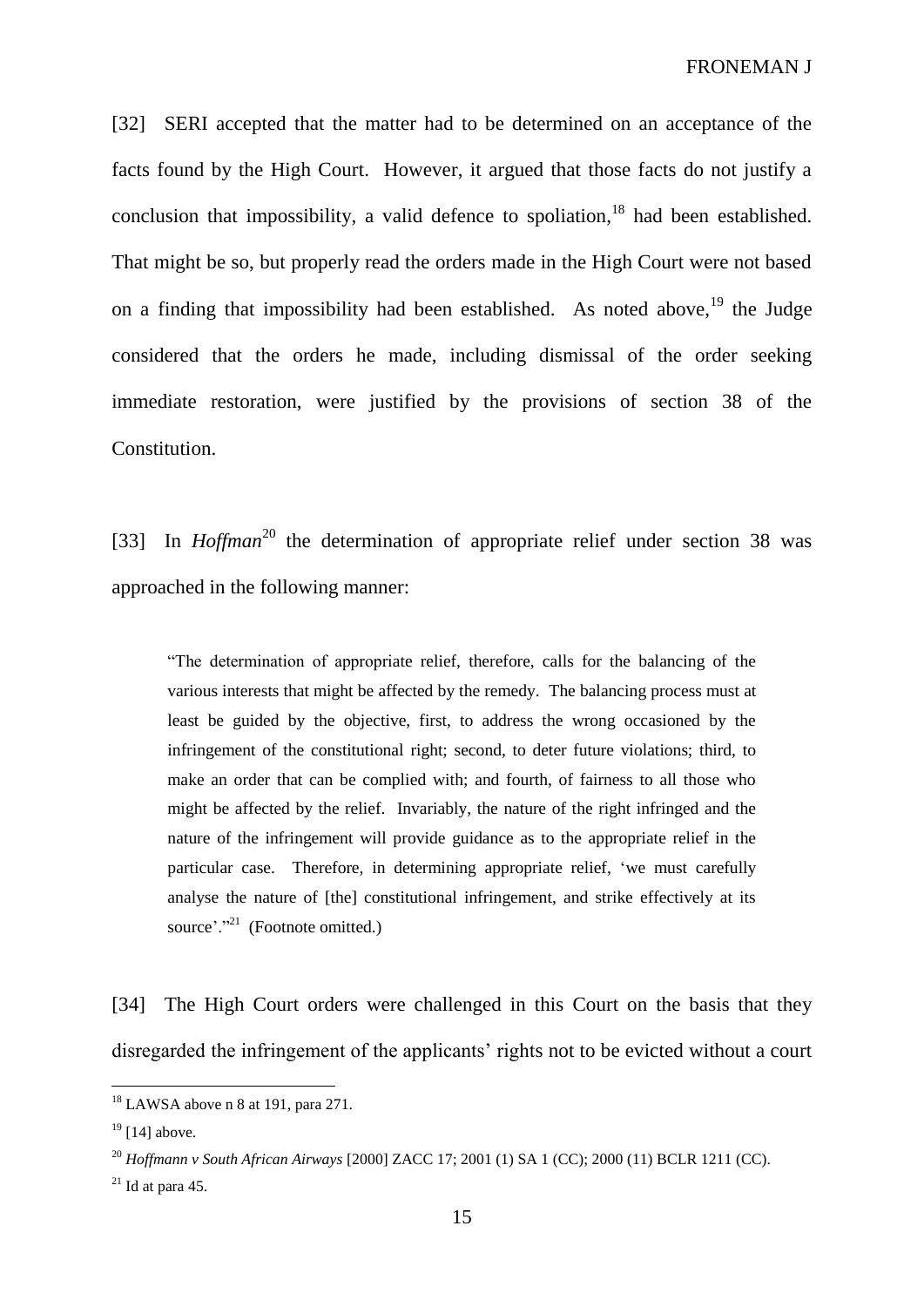[32] SERI accepted that the matter had to be determined on an acceptance of the facts found by the High Court. However, it argued that those facts do not justify a conclusion that impossibility, a valid defence to spoliation,[18] had been established. That might be so, but properly read the orders made in the High Court were not based on a finding that impossibility had been established. As noted above,[19] the Judge considered that the orders he made, including dismissal of the order seeking immediate restoration, were justified by the provisions of section 38 of the Constitution.

[33] In *Hoffman*[20] the determination of appropriate relief under section 38 was approached in the following manner:

> "The determination of appropriate relief, therefore, calls for the balancing of the various interests that might be affected by the remedy. The balancing process must at least be guided by the objective, first, to address the wrong occasioned by the infringement of the constitutional right; second, to deter future violations; third, to make an order that can be complied with; and fourth, of fairness to all those who might be affected by the relief. Invariably, the nature of the right infringed and the nature of the infringement will provide guidance as to the appropriate relief in the particular case. Therefore, in determining appropriate relief, 'we must carefully analyse the nature of [the] constitutional infringement, and strike effectively at its source'."[21] (Footnote omitted.)

[34] The High Court orders were challenged in this Court on the basis that they disregarded the infringement of the applicants' rights not to be evicted without a court

---

[18] LAWSA above n 8 at 191, para 271.

[19] [14] above.

[20] *Hoffmann v South African Airways* [2000] ZACC 17; 2001 (1) SA 1 (CC); 2000 (11) BCLR 1211 (CC).

[21] Id at para 45.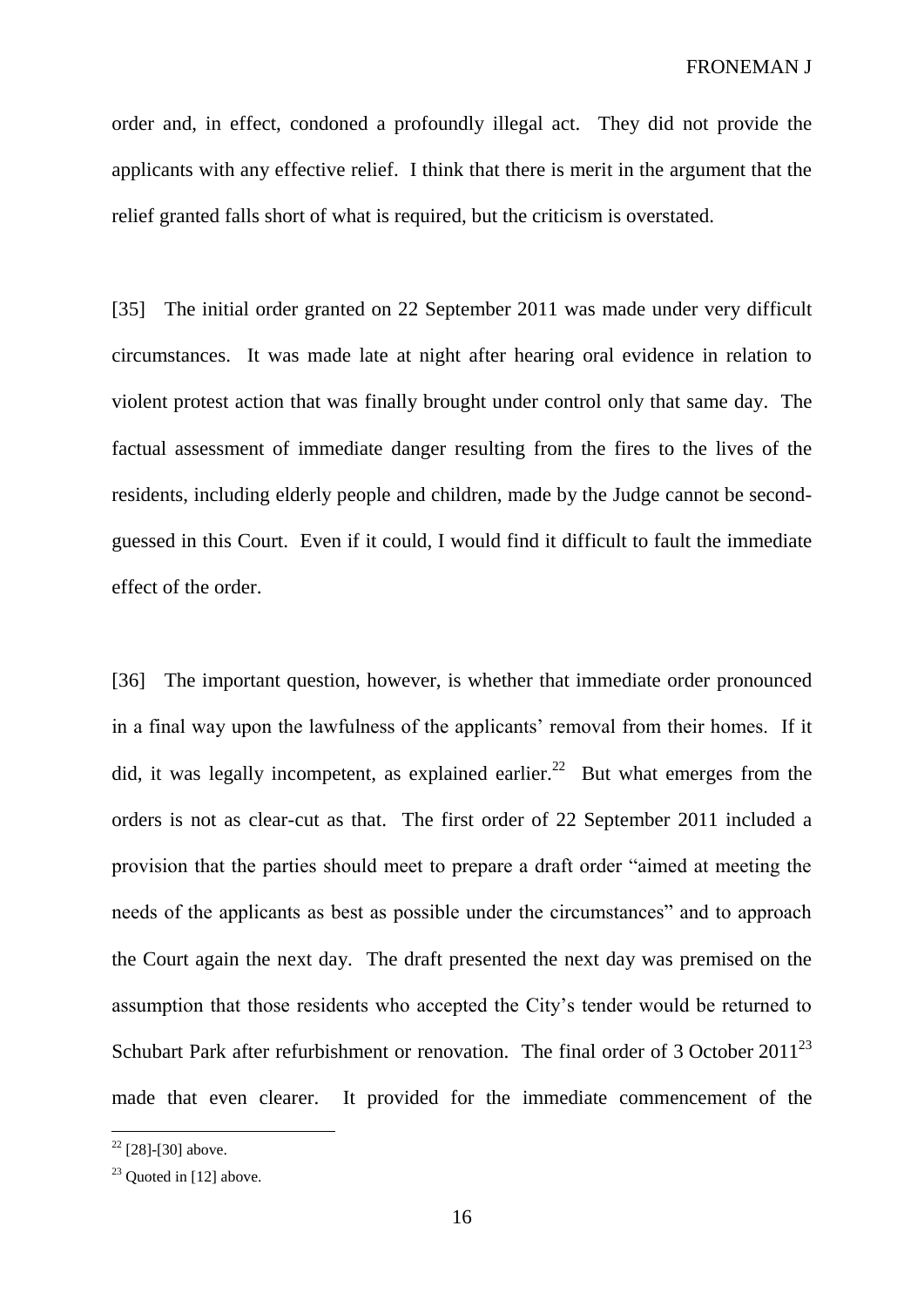order and, in effect, condoned a profoundly illegal act. They did not provide the applicants with any effective relief. I think that there is merit in the argument that the relief granted falls short of what is required, but the criticism is overstated.

[35] The initial order granted on 22 September 2011 was made under very difficult circumstances. It was made late at night after hearing oral evidence in relation to violent protest action that was finally brought under control only that same day. The factual assessment of immediate danger resulting from the fires to the lives of the residents, including elderly people and children, made by the Judge cannot be second-guessed in this Court. Even if it could, I would find it difficult to fault the immediate effect of the order.

[36] The important question, however, is whether that immediate order pronounced in a final way upon the lawfulness of the applicants' removal from their homes. If it did, it was legally incompetent, as explained earlier.[22] But what emerges from the orders is not as clear-cut as that. The first order of 22 September 2011 included a provision that the parties should meet to prepare a draft order "aimed at meeting the needs of the applicants as best as possible under the circumstances" and to approach the Court again the next day. The draft presented the next day was premised on the assumption that those residents who accepted the City's tender would be returned to Schubart Park after refurbishment or renovation. The final order of 3 October 2011[23] made that even clearer. It provided for the immediate commencement of the

[22] [28]-[30] above.

[23] Quoted in [12] above.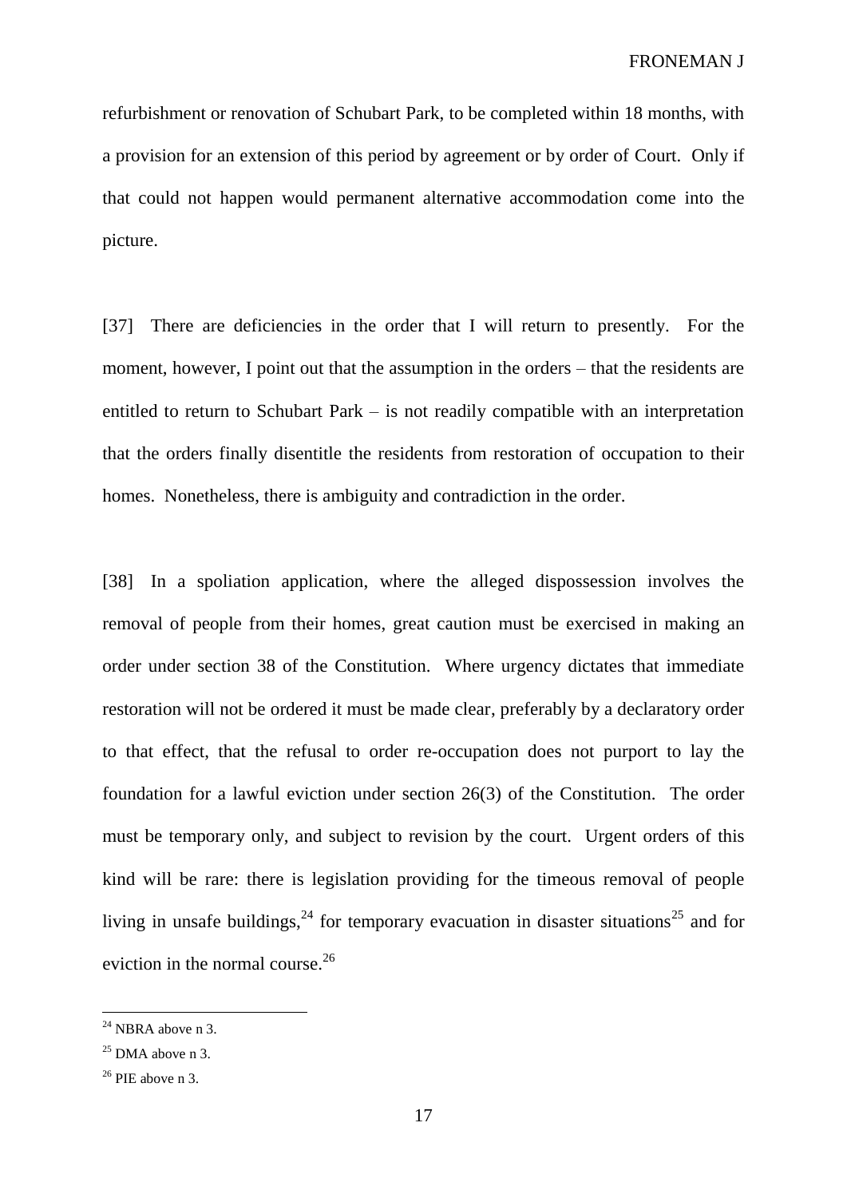refurbishment or renovation of Schubart Park, to be completed within 18 months, with a provision for an extension of this period by agreement or by order of Court. Only if that could not happen would permanent alternative accommodation come into the picture.

[37] There are deficiencies in the order that I will return to presently. For the moment, however, I point out that the assumption in the orders – that the residents are entitled to return to Schubart Park – is not readily compatible with an interpretation that the orders finally disentitle the residents from restoration of occupation to their homes. Nonetheless, there is ambiguity and contradiction in the order.

[38] In a spoliation application, where the alleged dispossession involves the removal of people from their homes, great caution must be exercised in making an order under section 38 of the Constitution. Where urgency dictates that immediate restoration will not be ordered it must be made clear, preferably by a declaratory order to that effect, that the refusal to order re-occupation does not purport to lay the foundation for a lawful eviction under section 26(3) of the Constitution. The order must be temporary only, and subject to revision by the court. Urgent orders of this kind will be rare: there is legislation providing for the timeous removal of people living in unsafe buildings,[24] for temporary evacuation in disaster situations[25] and for eviction in the normal course.[26]

---

[24] NBRA above n 3.

[25] DMA above n 3.

[26] PIE above n 3.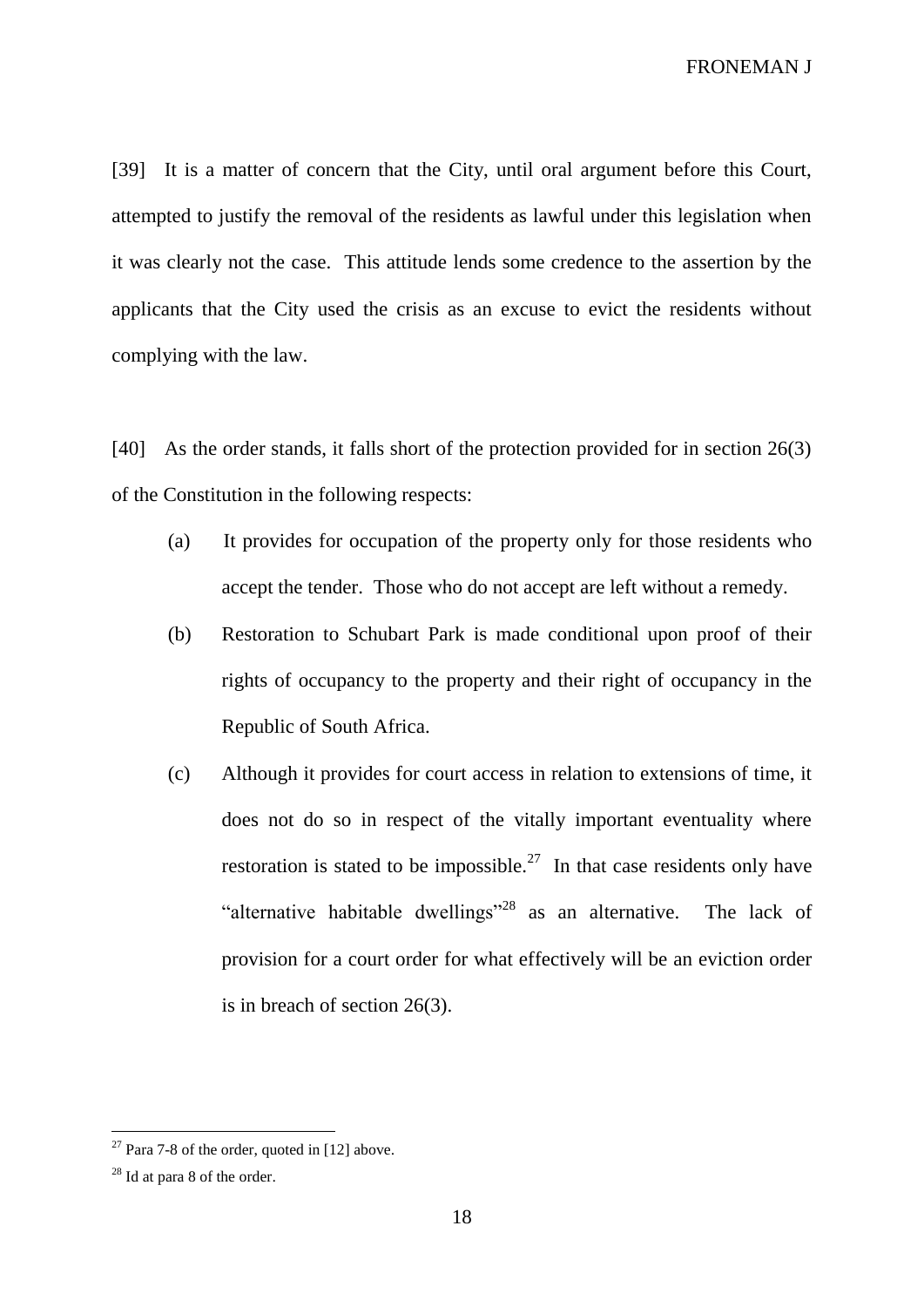[39] It is a matter of concern that the City, until oral argument before this Court, attempted to justify the removal of the residents as lawful under this legislation when it was clearly not the case. This attitude lends some credence to the assertion by the applicants that the City used the crisis as an excuse to evict the residents without complying with the law.

[40] As the order stands, it falls short of the protection provided for in section 26(3) of the Constitution in the following respects:

(a) It provides for occupation of the property only for those residents who accept the tender. Those who do not accept are left without a remedy.

(b) Restoration to Schubart Park is made conditional upon proof of their rights of occupancy to the property and their right of occupancy in the Republic of South Africa.

(c) Although it provides for court access in relation to extensions of time, it does not do so in respect of the vitally important eventuality where restoration is stated to be impossible.[27] In that case residents only have "alternative habitable dwellings"[28] as an alternative. The lack of provision for a court order for what effectively will be an eviction order is in breach of section 26(3).

---

[27] Para 7-8 of the order, quoted in [12] above.

[28] Id at para 8 of the order.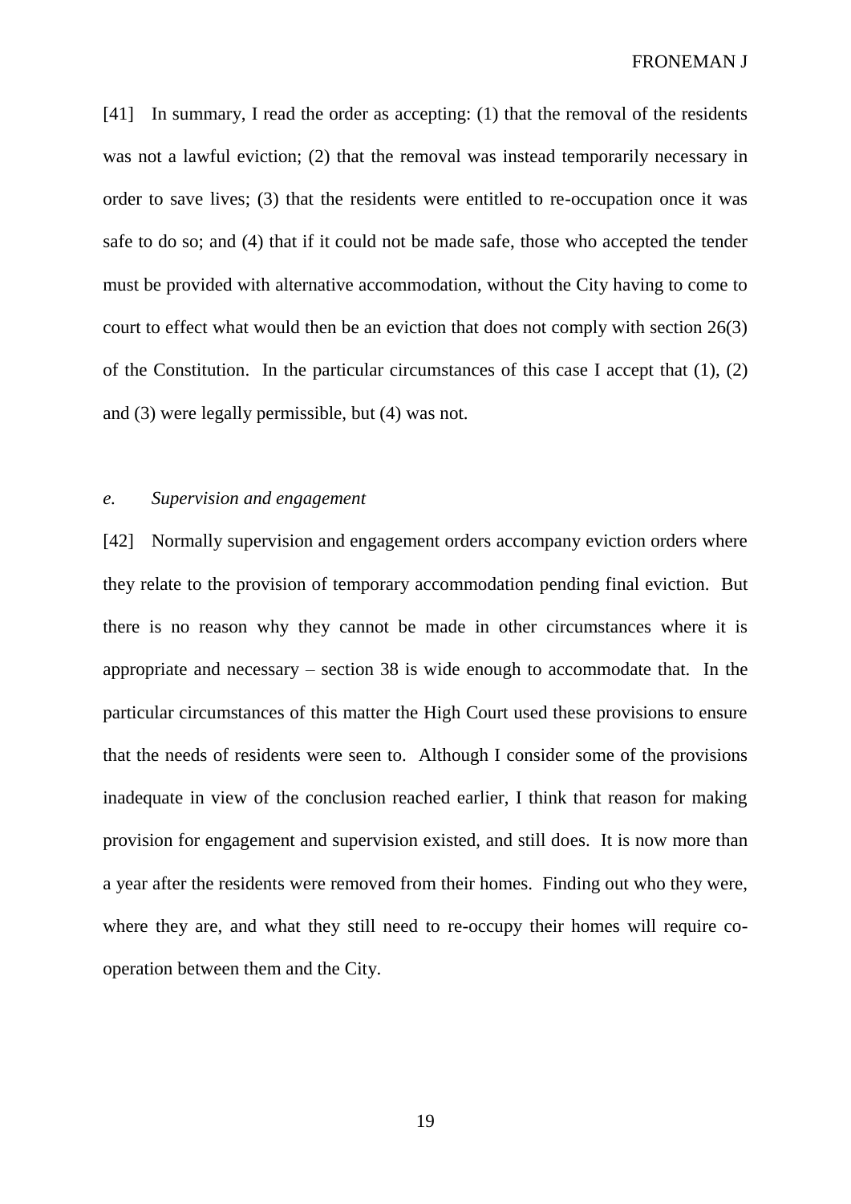[41] In summary, I read the order as accepting: (1) that the removal of the residents was not a lawful eviction; (2) that the removal was instead temporarily necessary in order to save lives; (3) that the residents were entitled to re-occupation once it was safe to do so; and (4) that if it could not be made safe, those who accepted the tender must be provided with alternative accommodation, without the City having to come to court to effect what would then be an eviction that does not comply with section 26(3) of the Constitution. In the particular circumstances of this case I accept that (1), (2) and (3) were legally permissible, but (4) was not.

### *e. Supervision and engagement*

[42] Normally supervision and engagement orders accompany eviction orders where they relate to the provision of temporary accommodation pending final eviction. But there is no reason why they cannot be made in other circumstances where it is appropriate and necessary – section 38 is wide enough to accommodate that. In the particular circumstances of this matter the High Court used these provisions to ensure that the needs of residents were seen to. Although I consider some of the provisions inadequate in view of the conclusion reached earlier, I think that reason for making provision for engagement and supervision existed, and still does. It is now more than a year after the residents were removed from their homes. Finding out who they were, where they are, and what they still need to re-occupy their homes will require co-operation between them and the City.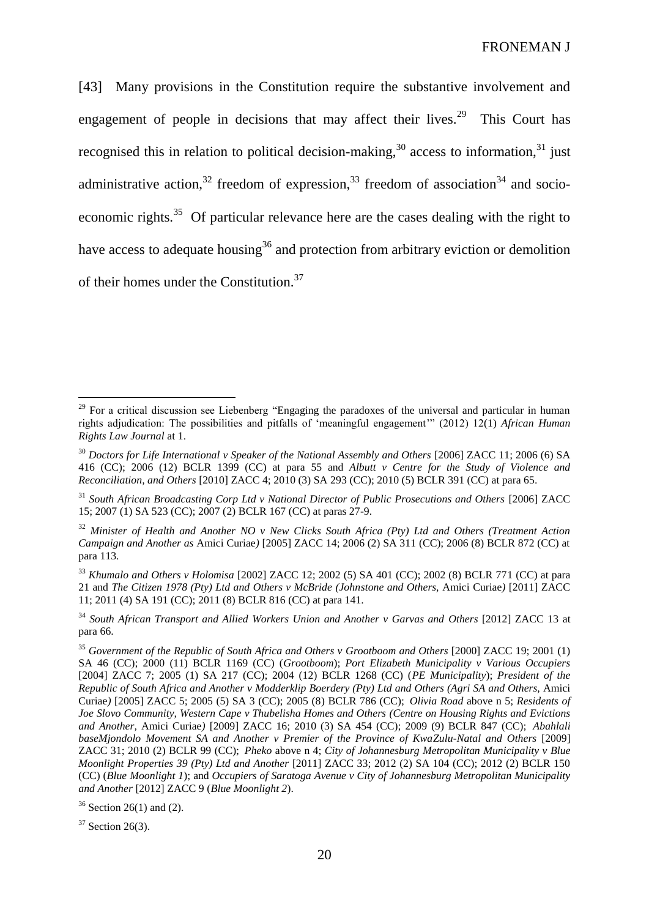[43] Many provisions in the Constitution require the substantive involvement and engagement of people in decisions that may affect their lives.[29] This Court has recognised this in relation to political decision-making,[30] access to information,[31] just administrative action,[32] freedom of expression,[33] freedom of association[34] and socio-economic rights.[35] Of particular relevance here are the cases dealing with the right to have access to adequate housing[36] and protection from arbitrary eviction or demolition of their homes under the Constitution.[37]

---

[29] For a critical discussion see Liebenberg "Engaging the paradoxes of the universal and particular in human rights adjudication: The possibilities and pitfalls of 'meaningful engagement'" (2012) 12(1) *African Human Rights Law Journal* at 1.

[30] *Doctors for Life International v Speaker of the National Assembly and Others* [2006] ZACC 11; 2006 (6) SA 416 (CC); 2006 (12) BCLR 1399 (CC) at para 55 and *Albutt v Centre for the Study of Violence and Reconciliation, and Others* [2010] ZACC 4; 2010 (3) SA 293 (CC); 2010 (5) BCLR 391 (CC) at para 65.

[31] *South African Broadcasting Corp Ltd v National Director of Public Prosecutions and Others* [2006] ZACC 15; 2007 (1) SA 523 (CC); 2007 (2) BCLR 167 (CC) at paras 27-9.

[32] *Minister of Health and Another NO v New Clicks South Africa (Pty) Ltd and Others (Treatment Action Campaign and Another as* Amici Curiae*)* [2005] ZACC 14; 2006 (2) SA 311 (CC); 2006 (8) BCLR 872 (CC) at para 113.

[33] *Khumalo and Others v Holomisa* [2002] ZACC 12; 2002 (5) SA 401 (CC); 2002 (8) BCLR 771 (CC) at para 21 and *The Citizen 1978 (Pty) Ltd and Others v McBride (Johnstone and Others,* Amici Curiae*)* [2011] ZACC 11; 2011 (4) SA 191 (CC); 2011 (8) BCLR 816 (CC) at para 141.

[34] *South African Transport and Allied Workers Union and Another v Garvas and Others* [2012] ZACC 13 at para 66.

[35] *Government of the Republic of South Africa and Others v Grootboom and Others* [2000] ZACC 19; 2001 (1) SA 46 (CC); 2000 (11) BCLR 1169 (CC) (*Grootboom*); *Port Elizabeth Municipality v Various Occupiers* [2004] ZACC 7; 2005 (1) SA 217 (CC); 2004 (12) BCLR 1268 (CC) (*PE Municipality*); *President of the Republic of South Africa and Another v Modderklip Boerdery (Pty) Ltd and Others (Agri SA and Others,* Amici Curiae*)* [2005] ZACC 5; 2005 (5) SA 3 (CC); 2005 (8) BCLR 786 (CC); *Olivia Road* above n 5; *Residents of Joe Slovo Community, Western Cape v Thubelisha Homes and Others (Centre on Housing Rights and Evictions and Another,* Amici Curiae*)* [2009] ZACC 16; 2010 (3) SA 454 (CC); 2009 (9) BCLR 847 (CC); *Abahlali baseMjondolo Movement SA and Another v Premier of the Province of KwaZulu-Natal and Others* [2009] ZACC 31; 2010 (2) BCLR 99 (CC); *Pheko* above n 4; *City of Johannesburg Metropolitan Municipality v Blue Moonlight Properties 39 (Pty) Ltd and Another* [2011] ZACC 33; 2012 (2) SA 104 (CC); 2012 (2) BCLR 150 (CC) (*Blue Moonlight 1*); and *Occupiers of Saratoga Avenue v City of Johannesburg Metropolitan Municipality and Another* [2012] ZACC 9 (*Blue Moonlight 2*).

[36] Section 26(1) and (2).

[37] Section 26(3).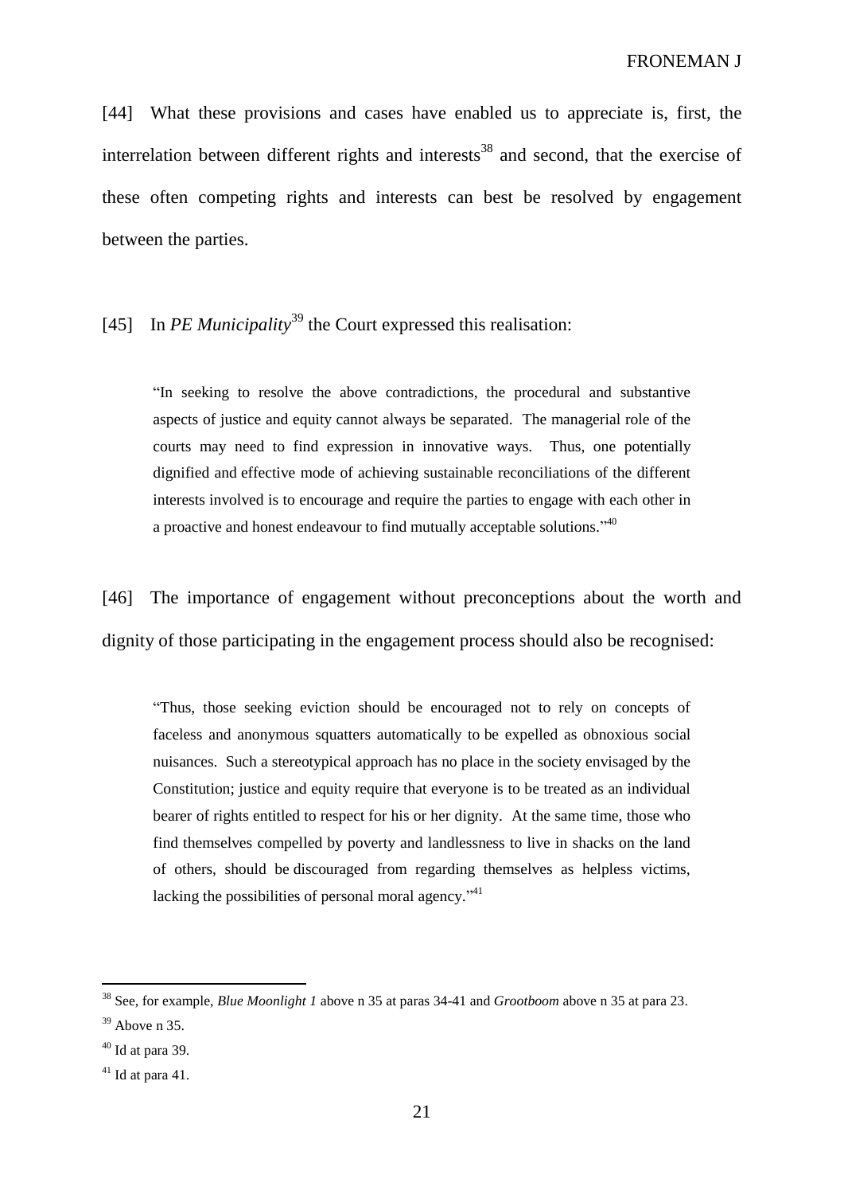[44] What these provisions and cases have enabled us to appreciate is, first, the interrelation between different rights and interests[38] and second, that the exercise of these often competing rights and interests can best be resolved by engagement between the parties.

[45] In *PE Municipality*[39] the Court expressed this realisation:

> "In seeking to resolve the above contradictions, the procedural and substantive aspects of justice and equity cannot always be separated. The managerial role of the courts may need to find expression in innovative ways. Thus, one potentially dignified and effective mode of achieving sustainable reconciliations of the different interests involved is to encourage and require the parties to engage with each other in a proactive and honest endeavour to find mutually acceptable solutions."[40]

[46] The importance of engagement without preconceptions about the worth and dignity of those participating in the engagement process should also be recognised:

> "Thus, those seeking eviction should be encouraged not to rely on concepts of faceless and anonymous squatters automatically to be expelled as obnoxious social nuisances. Such a stereotypical approach has no place in the society envisaged by the Constitution; justice and equity require that everyone is to be treated as an individual bearer of rights entitled to respect for his or her dignity. At the same time, those who find themselves compelled by poverty and landlessness to live in shacks on the land of others, should be discouraged from regarding themselves as helpless victims, lacking the possibilities of personal moral agency."[41]

---

[38] See, for example, *Blue Moonlight 1* above n 35 at paras 34-41 and *Grootboom* above n 35 at para 23.

[39] Above n 35.

[40] Id at para 39.

[41] Id at para 41.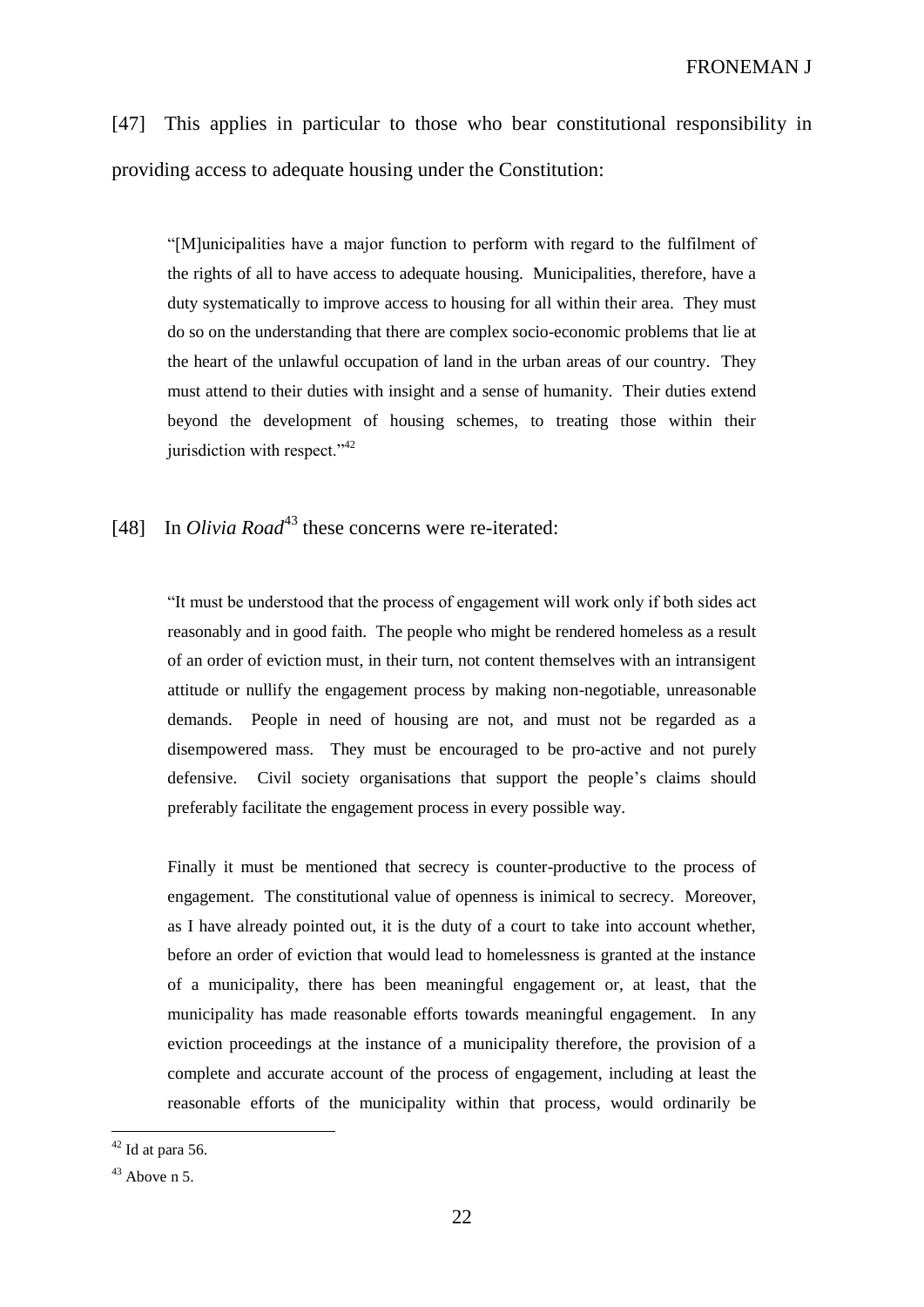[47] This applies in particular to those who bear constitutional responsibility in providing access to adequate housing under the Constitution:

> "[M]unicipalities have a major function to perform with regard to the fulfilment of the rights of all to have access to adequate housing. Municipalities, therefore, have a duty systematically to improve access to housing for all within their area. They must do so on the understanding that there are complex socio-economic problems that lie at the heart of the unlawful occupation of land in the urban areas of our country. They must attend to their duties with insight and a sense of humanity. Their duties extend beyond the development of housing schemes, to treating those within their jurisdiction with respect."[42]

[48] In *Olivia Road*[43] these concerns were re-iterated:

> "It must be understood that the process of engagement will work only if both sides act reasonably and in good faith. The people who might be rendered homeless as a result of an order of eviction must, in their turn, not content themselves with an intransigent attitude or nullify the engagement process by making non-negotiable, unreasonable demands. People in need of housing are not, and must not be regarded as a disempowered mass. They must be encouraged to be pro-active and not purely defensive. Civil society organisations that support the people's claims should preferably facilitate the engagement process in every possible way.
>
> Finally it must be mentioned that secrecy is counter-productive to the process of engagement. The constitutional value of openness is inimical to secrecy. Moreover, as I have already pointed out, it is the duty of a court to take into account whether, before an order of eviction that would lead to homelessness is granted at the instance of a municipality, there has been meaningful engagement or, at least, that the municipality has made reasonable efforts towards meaningful engagement. In any eviction proceedings at the instance of a municipality therefore, the provision of a complete and accurate account of the process of engagement, including at least the reasonable efforts of the municipality within that process, would ordinarily be

---

[42] Id at para 56.

[43] Above n 5.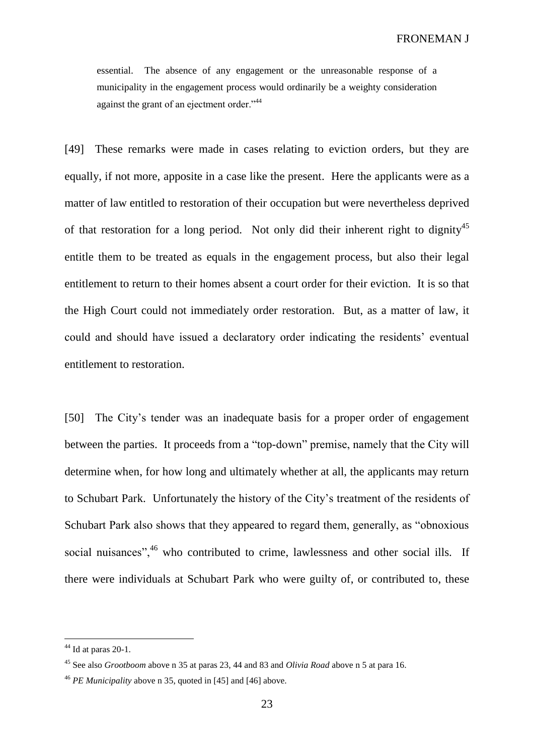essential. The absence of any engagement or the unreasonable response of a municipality in the engagement process would ordinarily be a weighty consideration against the grant of an ejectment order."[44]

[49] These remarks were made in cases relating to eviction orders, but they are equally, if not more, apposite in a case like the present. Here the applicants were as a matter of law entitled to restoration of their occupation but were nevertheless deprived of that restoration for a long period. Not only did their inherent right to dignity[45] entitle them to be treated as equals in the engagement process, but also their legal entitlement to return to their homes absent a court order for their eviction. It is so that the High Court could not immediately order restoration. But, as a matter of law, it could and should have issued a declaratory order indicating the residents' eventual entitlement to restoration.

[50] The City's tender was an inadequate basis for a proper order of engagement between the parties. It proceeds from a "top-down" premise, namely that the City will determine when, for how long and ultimately whether at all, the applicants may return to Schubart Park. Unfortunately the history of the City's treatment of the residents of Schubart Park also shows that they appeared to regard them, generally, as "obnoxious social nuisances",[46] who contributed to crime, lawlessness and other social ills. If there were individuals at Schubart Park who were guilty of, or contributed to, these

---

[44] Id at paras 20-1.

[45] See also *Grootboom* above n 35 at paras 23, 44 and 83 and *Olivia Road* above n 5 at para 16.

[46] *PE Municipality* above n 35, quoted in [45] and [46] above.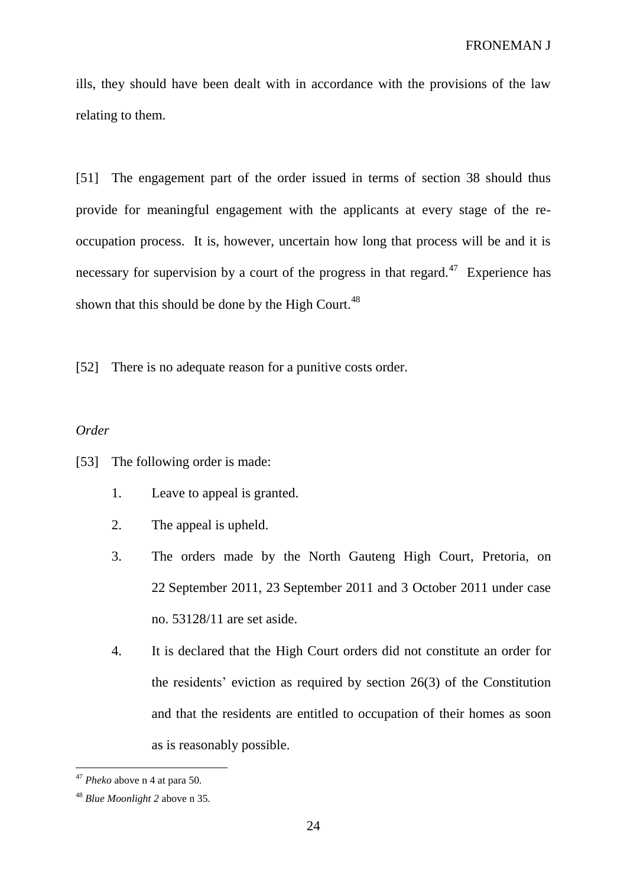ills, they should have been dealt with in accordance with the provisions of the law relating to them.

[51] The engagement part of the order issued in terms of section 38 should thus provide for meaningful engagement with the applicants at every stage of the re-occupation process. It is, however, uncertain how long that process will be and it is necessary for supervision by a court of the progress in that regard.[47] Experience has shown that this should be done by the High Court.[48]

[52] There is no adequate reason for a punitive costs order.

*Order*

[53] The following order is made:

1. Leave to appeal is granted.
2. The appeal is upheld.
3. The orders made by the North Gauteng High Court, Pretoria, on 22 September 2011, 23 September 2011 and 3 October 2011 under case no. 53128/11 are set aside.
4. It is declared that the High Court orders did not constitute an order for the residents' eviction as required by section 26(3) of the Constitution and that the residents are entitled to occupation of their homes as soon as is reasonably possible.

---

[47] *Pheko* above n 4 at para 50.

[48] *Blue Moonlight 2* above n 35.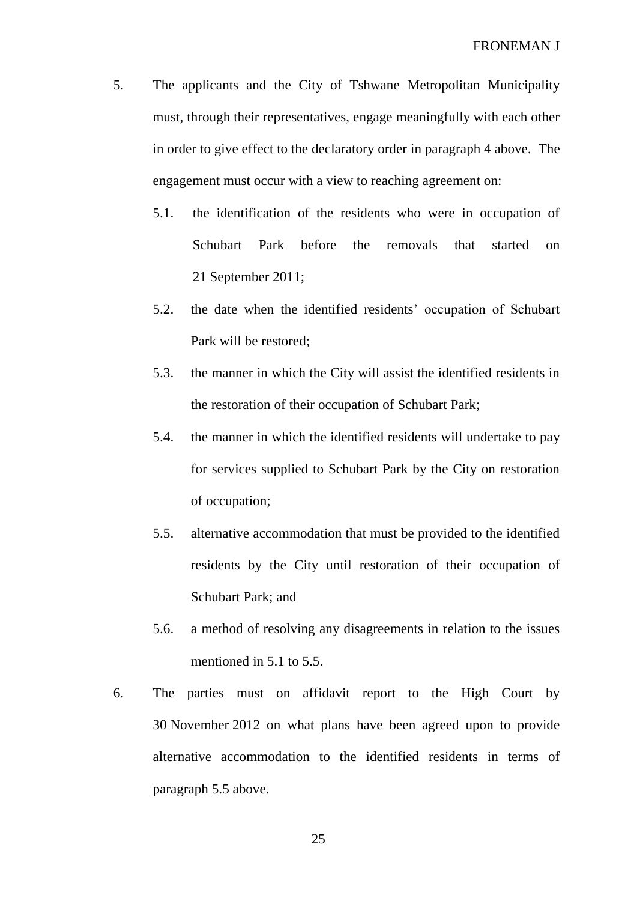5. The applicants and the City of Tshwane Metropolitan Municipality must, through their representatives, engage meaningfully with each other in order to give effect to the declaratory order in paragraph 4 above. The engagement must occur with a view to reaching agreement on:

   5.1. the identification of the residents who were in occupation of Schubart Park before the removals that started on 21 September 2011;

   5.2. the date when the identified residents' occupation of Schubart Park will be restored;

   5.3. the manner in which the City will assist the identified residents in the restoration of their occupation of Schubart Park;

   5.4. the manner in which the identified residents will undertake to pay for services supplied to Schubart Park by the City on restoration of occupation;

   5.5. alternative accommodation that must be provided to the identified residents by the City until restoration of their occupation of Schubart Park; and

   5.6. a method of resolving any disagreements in relation to the issues mentioned in 5.1 to 5.5.

6. The parties must on affidavit report to the High Court by 30 November 2012 on what plans have been agreed upon to provide alternative accommodation to the identified residents in terms of paragraph 5.5 above.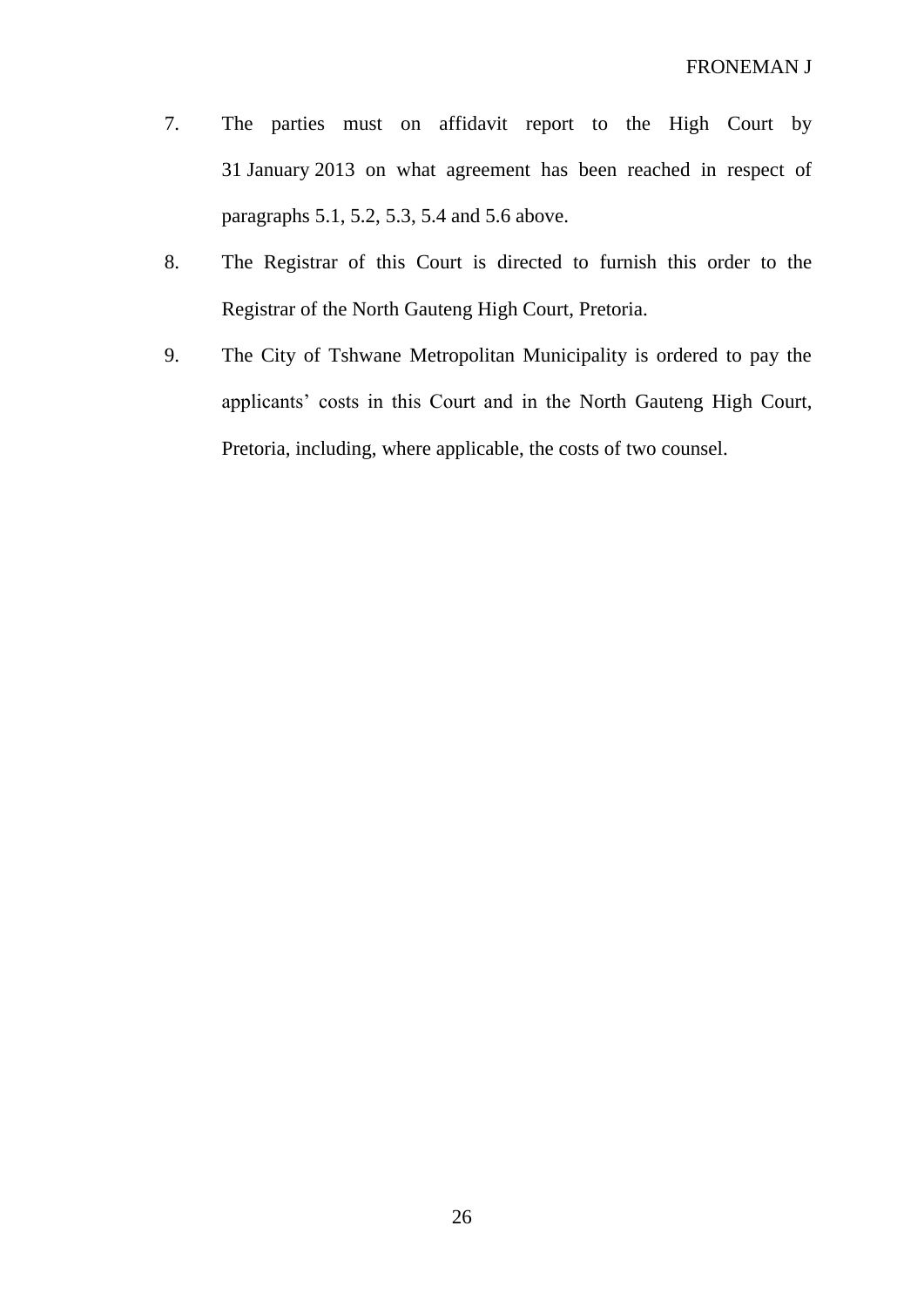7. The parties must on affidavit report to the High Court by 31 January 2013 on what agreement has been reached in respect of paragraphs 5.1, 5.2, 5.3, 5.4 and 5.6 above.

8. The Registrar of this Court is directed to furnish this order to the Registrar of the North Gauteng High Court, Pretoria.

9. The City of Tshwane Metropolitan Municipality is ordered to pay the applicants' costs in this Court and in the North Gauteng High Court, Pretoria, including, where applicable, the costs of two counsel.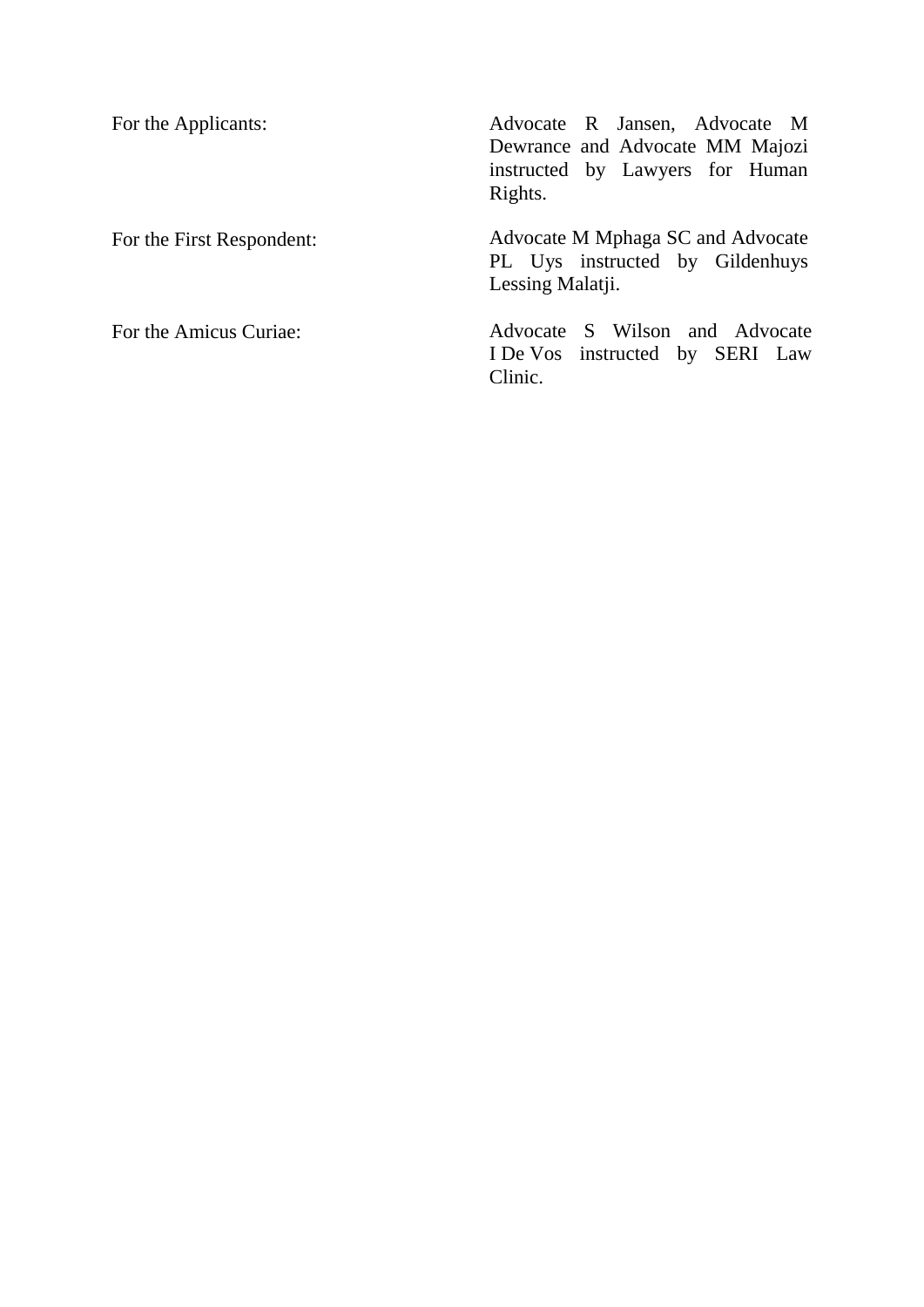| | |
|---|---|
| For the Applicants: | Advocate R Jansen, Advocate M Dewrance and Advocate MM Majozi instructed by Lawyers for Human Rights. |
| For the First Respondent: | Advocate M Mphaga SC and Advocate PL Uys instructed by Gildenhuys Lessing Malatji. |
| For the Amicus Curiae: | Advocate S Wilson and Advocate I De Vos instructed by SERI Law Clinic. |